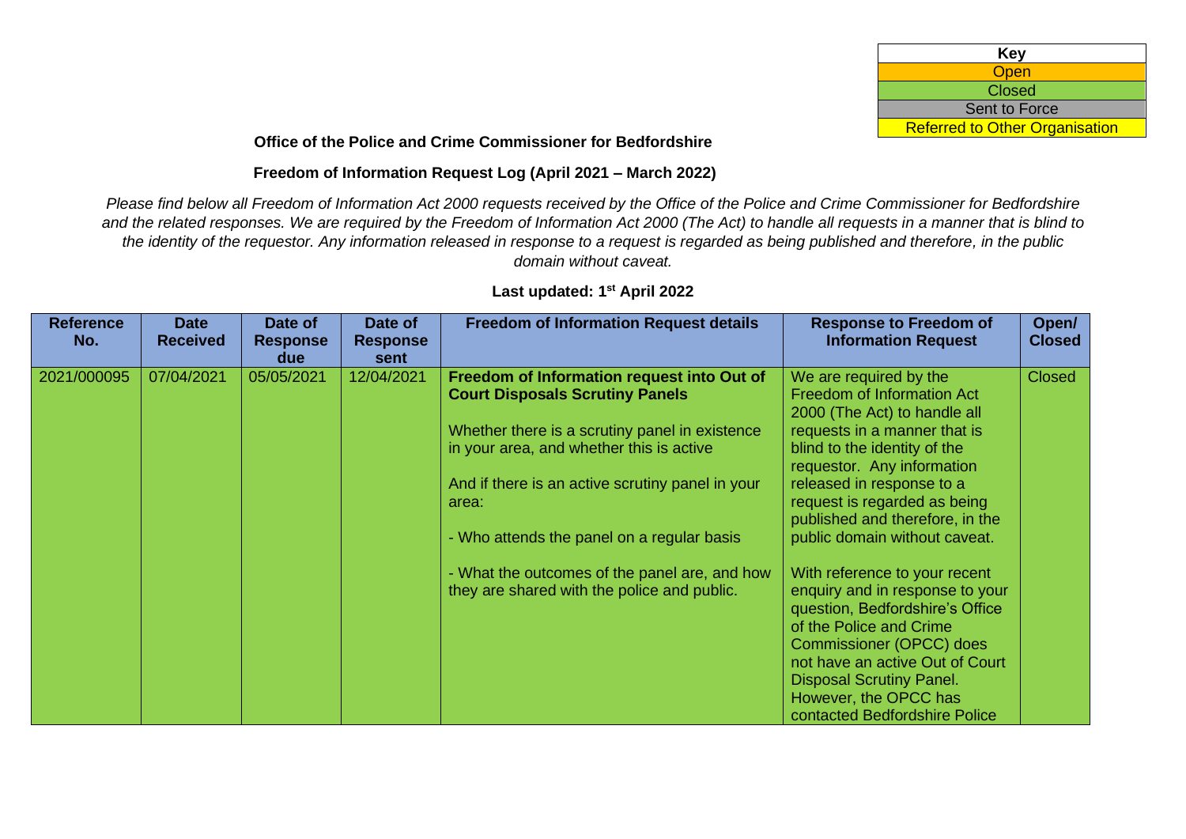| Key |
| --- |
| Open |
| Closed |
| Sent to Force |
| Referred to Other Organisation |

**Office of the Police and Crime Commissioner for Bedfordshire**

**Freedom of Information Request Log (April 2021 – March 2022)**

*Please find below all Freedom of Information Act 2000 requests received by the Office of the Police and Crime Commissioner for Bedfordshire and the related responses. We are required by the Freedom of Information Act 2000 (The Act) to handle all requests in a manner that is blind to the identity of the requestor. Any information released in response to a request is regarded as being published and therefore, in the public domain without caveat.*

**Last updated: 1st April 2022**

| Reference No. | Date Received | Date of Response due | Date of Response sent | Freedom of Information Request details | Response to Freedom of Information Request | Open/ Closed |
| --- | --- | --- | --- | --- | --- | --- |
| 2021/000095 | 07/04/2021 | 05/05/2021 | 12/04/2021 | **Freedom of Information request into Out of Court Disposals Scrutiny Panels**<br><br>Whether there is a scrutiny panel in existence in your area, and whether this is active<br><br>And if there is an active scrutiny panel in your area:<br><br>- Who attends the panel on a regular basis<br><br>- What the outcomes of the panel are, and how they are shared with the police and public. | We are required by the Freedom of Information Act 2000 (The Act) to handle all requests in a manner that is blind to the identity of the requestor. Any information released in response to a request is regarded as being published and therefore, in the public domain without caveat.<br><br>With reference to your recent enquiry and in response to your question, Bedfordshire's Office of the Police and Crime Commissioner (OPCC) does not have an active Out of Court Disposal Scrutiny Panel. However, the OPCC has contacted Bedfordshire Police | Closed |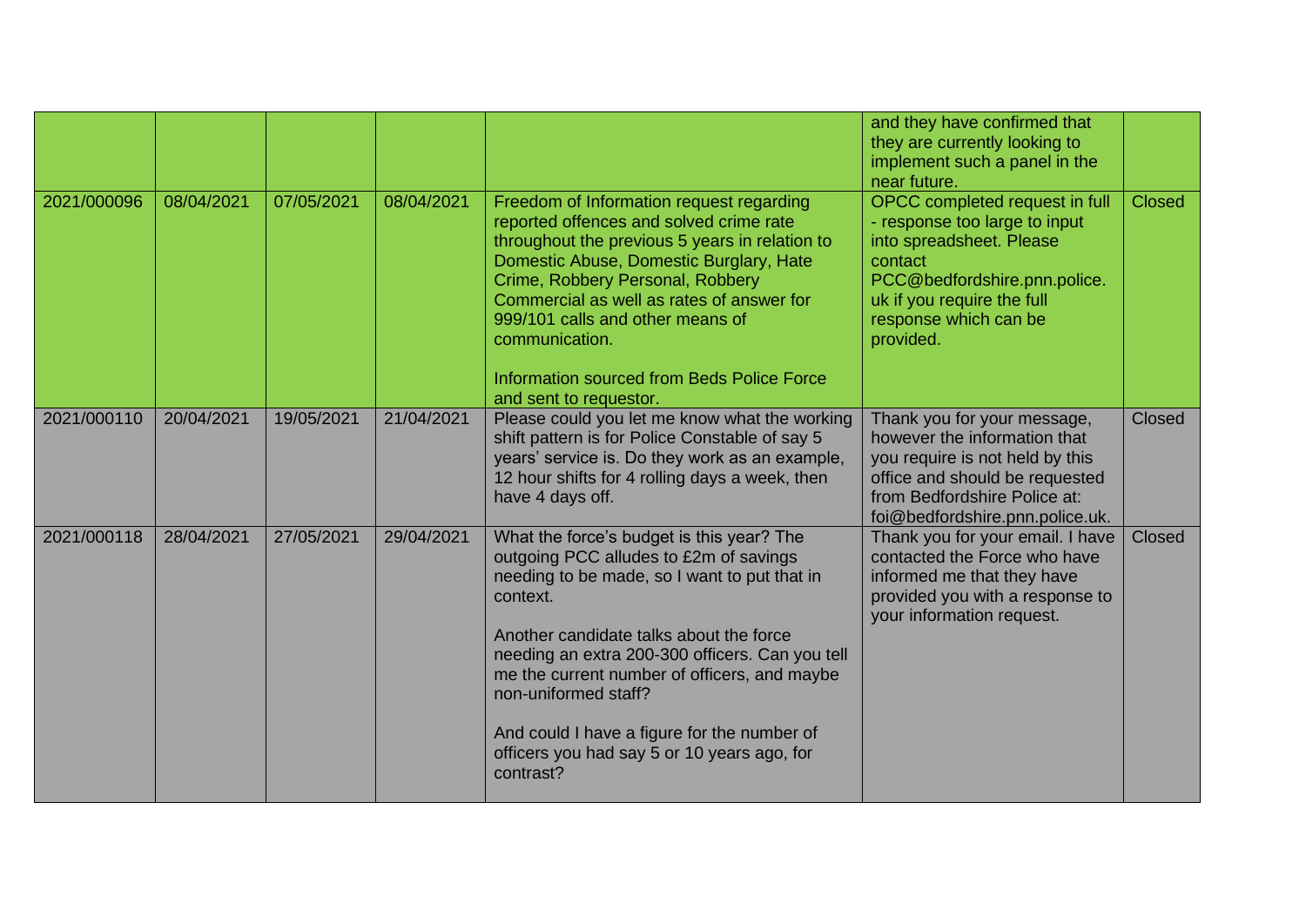| | | | | | | |
|---|---|---|---|---|---|---|
| | | | | | and they have confirmed that they are currently looking to implement such a panel in the near future. | |
| 2021/000096 | 08/04/2021 | 07/05/2021 | 08/04/2021 | Freedom of Information request regarding reported offences and solved crime rate throughout the previous 5 years in relation to Domestic Abuse, Domestic Burglary, Hate Crime, Robbery Personal, Robbery Commercial as well as rates of answer for 999/101 calls and other means of communication.<br><br>Information sourced from Beds Police Force and sent to requestor. | OPCC completed request in full - response too large to input into spreadsheet. Please contact PCC@bedfordshire.pnn.police.uk if you require the full response which can be provided. | Closed |
| 2021/000110 | 20/04/2021 | 19/05/2021 | 21/04/2021 | Please could you let me know what the working shift pattern is for Police Constable of say 5 years' service is. Do they work as an example, 12 hour shifts for 4 rolling days a week, then have 4 days off. | Thank you for your message, however the information that you require is not held by this office and should be requested from Bedfordshire Police at: foi@bedfordshire.pnn.police.uk. | Closed |
| 2021/000118 | 28/04/2021 | 27/05/2021 | 29/04/2021 | What the force's budget is this year? The outgoing PCC alludes to £2m of savings needing to be made, so I want to put that in context.<br><br>Another candidate talks about the force needing an extra 200-300 officers. Can you tell me the current number of officers, and maybe non-uniformed staff?<br><br>And could I have a figure for the number of officers you had say 5 or 10 years ago, for contrast? | Thank you for your email. I have contacted the Force who have informed me that they have provided you with a response to your information request. | Closed |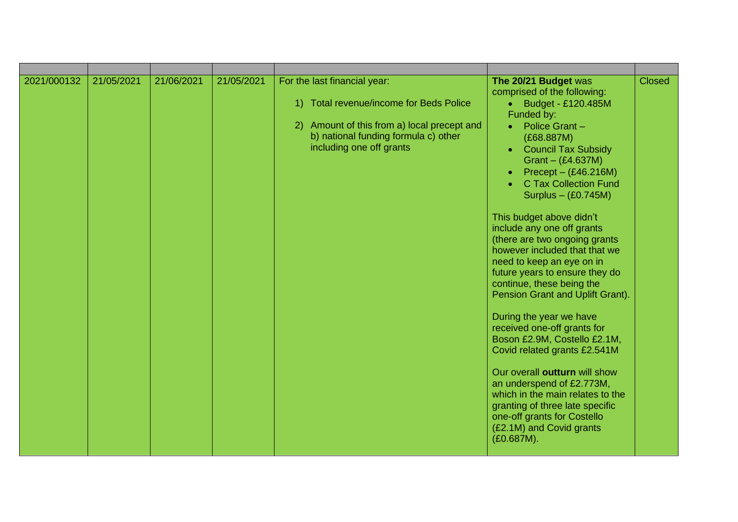| | | | | | | |
|---|---|---|---|---|---|---|
| 2021/000132 | 21/05/2021 | 21/06/2021 | 21/05/2021 | For the last financial year:<br><br>1) Total revenue/income for Beds Police<br><br>2) Amount of this from a) local precept and b) national funding formula c) other including one off grants | **The 20/21 Budget** was comprised of the following:<br>• Budget - £120.485M<br>Funded by:<br>• Police Grant – (£68.887M)<br>• Council Tax Subsidy Grant – (£4.637M)<br>• Precept – (£46.216M)<br>• C Tax Collection Fund Surplus – (£0.745M)<br><br>This budget above didn't include any one off grants (there are two ongoing grants however included that that we need to keep an eye on in future years to ensure they do continue, these being the Pension Grant and Uplift Grant).<br><br>During the year we have received one-off grants for Boson £2.9M, Costello £2.1M, Covid related grants £2.541M<br><br>Our overall **outturn** will show an underspend of £2.773M, which in the main relates to the granting of three late specific one-off grants for Costello (£2.1M) and Covid grants (£0.687M). | Closed |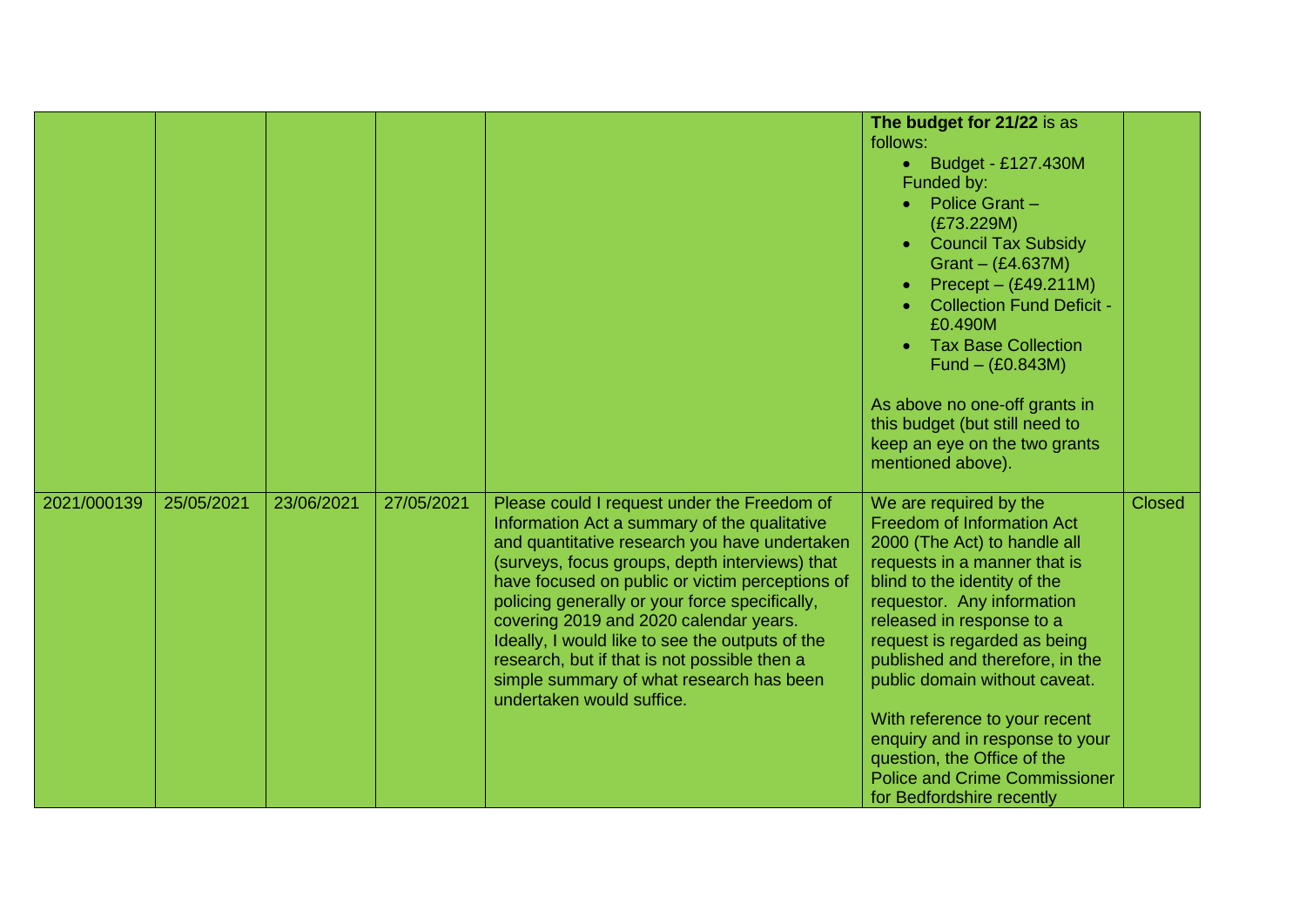| | | | | | | |
|---|---|---|---|---|---|---|
| | | | | | **The budget for 21/22** is as follows:<br>• Budget - £127.430M<br>Funded by:<br>• Police Grant – (£73.229M)<br>• Council Tax Subsidy Grant – (£4.637M)<br>• Precept – (£49.211M)<br>• Collection Fund Deficit - £0.490M<br>• Tax Base Collection Fund – (£0.843M)<br><br>As above no one-off grants in this budget (but still need to keep an eye on the two grants mentioned above). | |
| 2021/000139 | 25/05/2021 | 23/06/2021 | 27/05/2021 | Please could I request under the Freedom of Information Act a summary of the qualitative and quantitative research you have undertaken (surveys, focus groups, depth interviews) that have focused on public or victim perceptions of policing generally or your force specifically, covering 2019 and 2020 calendar years. Ideally, I would like to see the outputs of the research, but if that is not possible then a simple summary of what research has been undertaken would suffice. | We are required by the Freedom of Information Act 2000 (The Act) to handle all requests in a manner that is blind to the identity of the requestor. Any information released in response to a request is regarded as being published and therefore, in the public domain without caveat.<br><br>With reference to your recent enquiry and in response to your question, the Office of the Police and Crime Commissioner for Bedfordshire recently | Closed |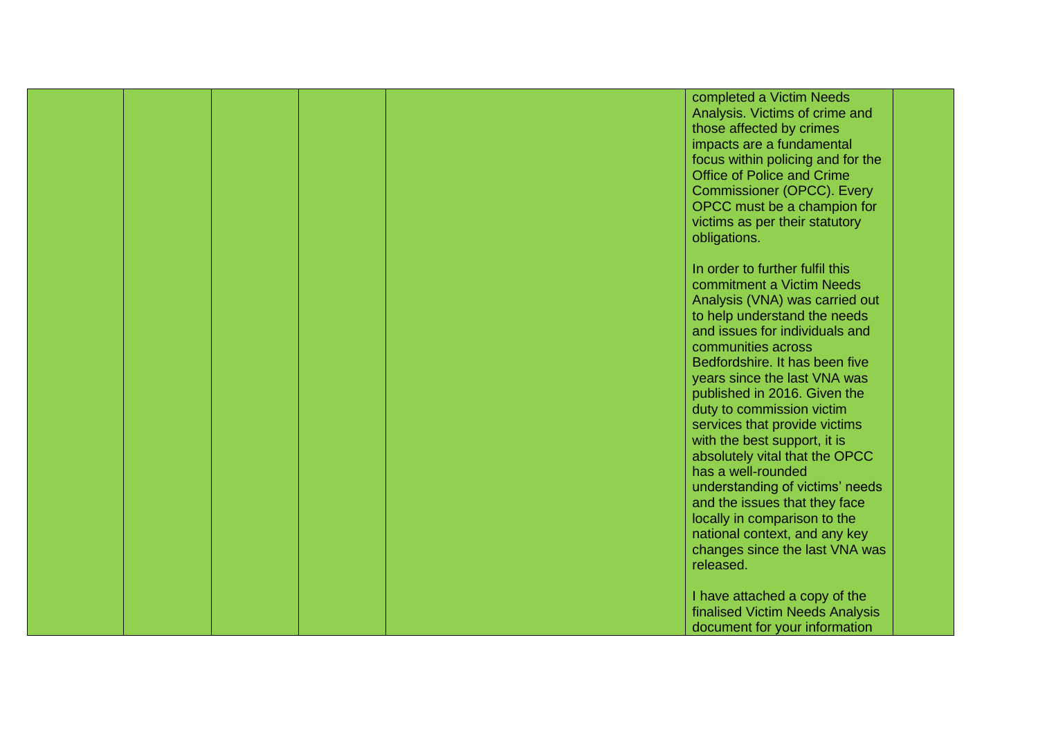| | | | | | | |
|---|---|---|---|---|---|---|
| | | | | | completed a Victim Needs Analysis. Victims of crime and those affected by crimes impacts are a fundamental focus within policing and for the Office of Police and Crime Commissioner (OPCC). Every OPCC must be a champion for victims as per their statutory obligations.<br><br>In order to further fulfil this commitment a Victim Needs Analysis (VNA) was carried out to help understand the needs and issues for individuals and communities across Bedfordshire. It has been five years since the last VNA was published in 2016. Given the duty to commission victim services that provide victims with the best support, it is absolutely vital that the OPCC has a well-rounded understanding of victims' needs and the issues that they face locally in comparison to the national context, and any key changes since the last VNA was released.<br><br>I have attached a copy of the finalised Victim Needs Analysis document for your information | |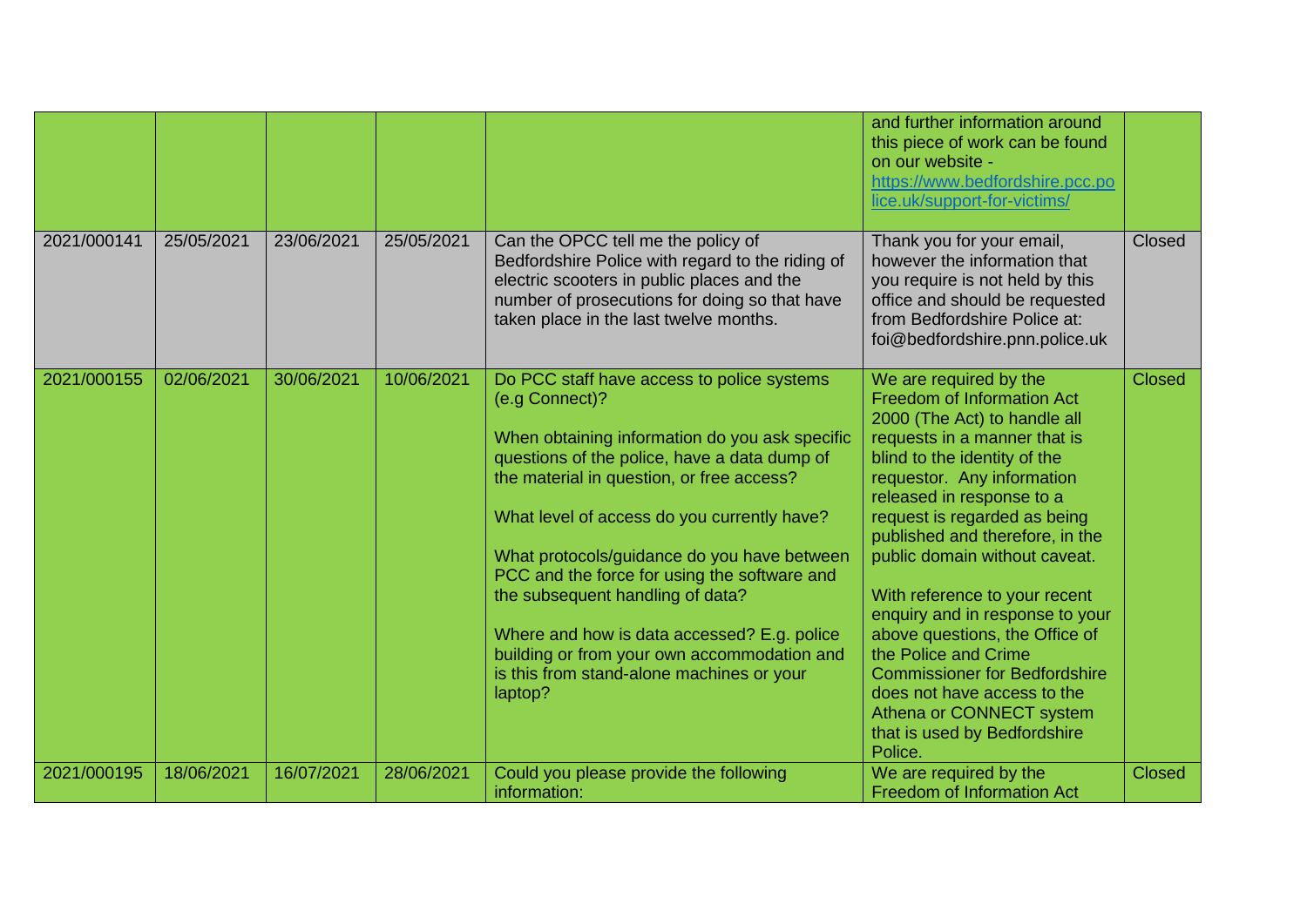| | | | | | | |
|---|---|---|---|---|---|---|
| | | | | | and further information around this piece of work can be found on our website - https://www.bedfordshire.pcc.police.uk/support-for-victims/ | |
| 2021/000141 | 25/05/2021 | 23/06/2021 | 25/05/2021 | Can the OPCC tell me the policy of Bedfordshire Police with regard to the riding of electric scooters in public places and the number of prosecutions for doing so that have taken place in the last twelve months. | Thank you for your email, however the information that you require is not held by this office and should be requested from Bedfordshire Police at: foi@bedfordshire.pnn.police.uk | Closed |
| 2021/000155 | 02/06/2021 | 30/06/2021 | 10/06/2021 | Do PCC staff have access to police systems (e.g Connect)?<br><br>When obtaining information do you ask specific questions of the police, have a data dump of the material in question, or free access?<br><br>What level of access do you currently have?<br><br>What protocols/guidance do you have between PCC and the force for using the software and the subsequent handling of data?<br><br>Where and how is data accessed? E.g. police building or from your own accommodation and is this from stand-alone machines or your laptop? | We are required by the Freedom of Information Act 2000 (The Act) to handle all requests in a manner that is blind to the identity of the requestor. Any information released in response to a request is regarded as being published and therefore, in the public domain without caveat.<br><br>With reference to your recent enquiry and in response to your above questions, the Office of the Police and Crime Commissioner for Bedfordshire does not have access to the Athena or CONNECT system that is used by Bedfordshire Police. | Closed |
| 2021/000195 | 18/06/2021 | 16/07/2021 | 28/06/2021 | Could you please provide the following information: | We are required by the Freedom of Information Act | Closed |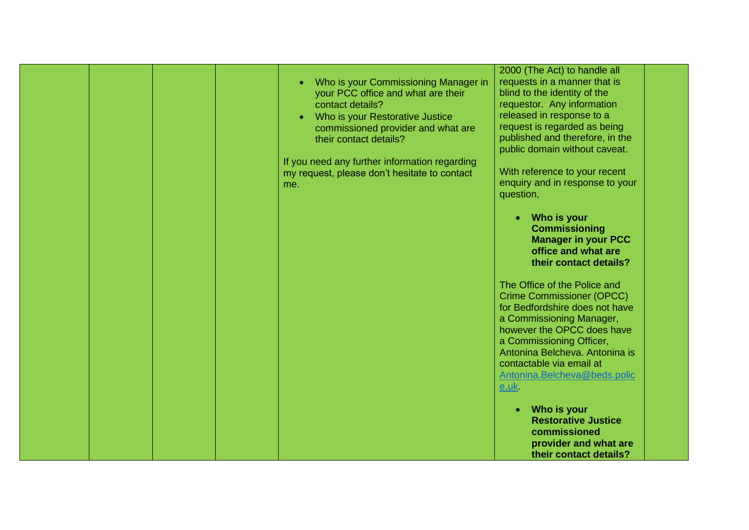|  |  |  |  | <ul><li>Who is your Commissioning Manager in your PCC office and what are their contact details?</li><li>Who is your Restorative Justice commissioned provider and what are their contact details?</li></ul>If you need any further information regarding my request, please don't hesitate to contact me. | 2000 (The Act) to handle all requests in a manner that is blind to the identity of the requestor. Any information released in response to a request is regarded as being published and therefore, in the public domain without caveat.<br><br>With reference to your recent enquiry and in response to your question,<br><ul><li>**Who is your Commissioning Manager in your PCC office and what are their contact details?**</li></ul>The Office of the Police and Crime Commissioner (OPCC) for Bedfordshire does not have a Commissioning Manager, however the OPCC does have a Commissioning Officer, Antonina Belcheva. Antonina is contactable via email at Antonina.Belcheva@beds.police.uk.<br><ul><li>**Who is your Restorative Justice commissioned provider and what are their contact details?**</li></ul> |  |
|---|---|---|---|---|---|---|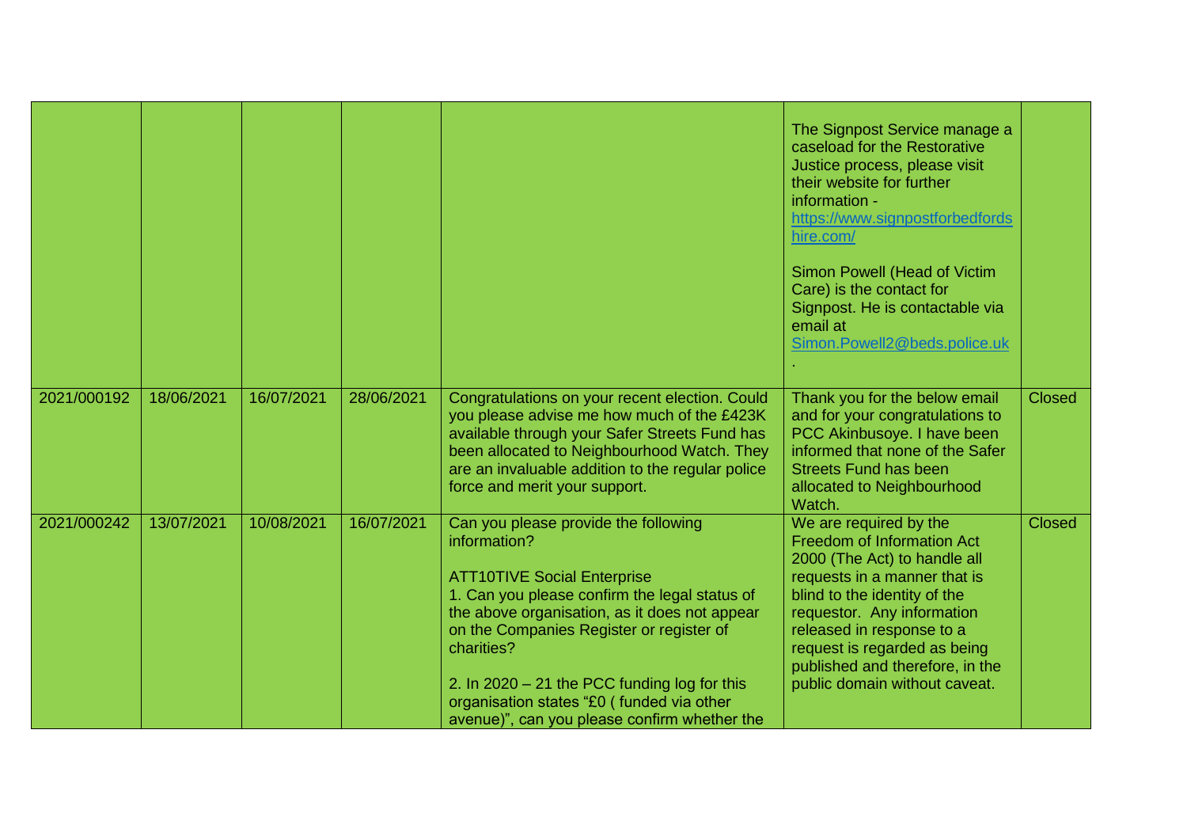| | | | | | | |
|---|---|---|---|---|---|---|
| | | | | | The Signpost Service manage a caseload for the Restorative Justice process, please visit their website for further information - https://www.signpostforbedfordshire.com/<br><br>Simon Powell (Head of Victim Care) is the contact for Signpost. He is contactable via email at Simon.Powell2@beds.police.uk. | |
| 2021/000192 | 18/06/2021 | 16/07/2021 | 28/06/2021 | Congratulations on your recent election. Could you please advise me how much of the £423K available through your Safer Streets Fund has been allocated to Neighbourhood Watch. They are an invaluable addition to the regular police force and merit your support. | Thank you for the below email and for your congratulations to PCC Akinbusoye. I have been informed that none of the Safer Streets Fund has been allocated to Neighbourhood Watch. | Closed |
| 2021/000242 | 13/07/2021 | 10/08/2021 | 16/07/2021 | Can you please provide the following information?<br><br>ATT10TIVE Social Enterprise<br>1. Can you please confirm the legal status of the above organisation, as it does not appear on the Companies Register or register of charities?<br><br>2. In 2020 – 21 the PCC funding log for this organisation states "£0 ( funded via other avenue)", can you please confirm whether the | We are required by the Freedom of Information Act 2000 (The Act) to handle all requests in a manner that is blind to the identity of the requestor. Any information released in response to a request is regarded as being published and therefore, in the public domain without caveat. | Closed |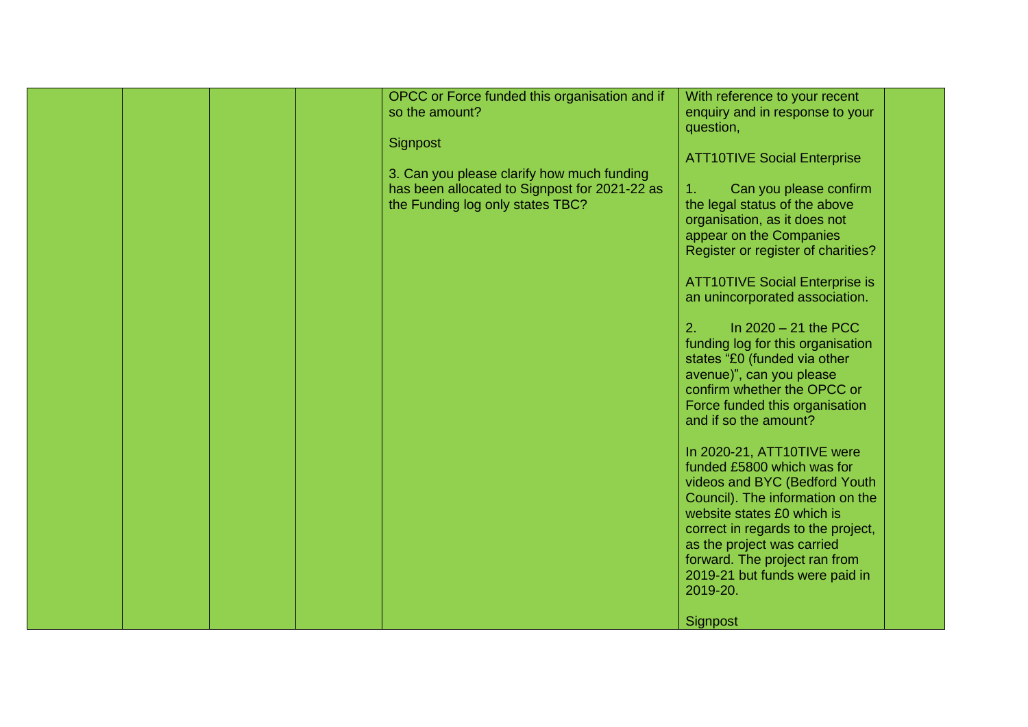|  |  |  |  | OPCC or Force funded this organisation and if so the amount?<br><br>Signpost<br><br>3. Can you please clarify how much funding has been allocated to Signpost for 2021-22 as the Funding log only states TBC? | With reference to your recent enquiry and in response to your question,<br><br>ATT10TIVE Social Enterprise<br><br>1. Can you please confirm the legal status of the above organisation, as it does not appear on the Companies Register or register of charities?<br><br>ATT10TIVE Social Enterprise is an unincorporated association.<br><br>2. In 2020 – 21 the PCC funding log for this organisation states "£0 (funded via other avenue)", can you please confirm whether the OPCC or Force funded this organisation and if so the amount?<br><br>In 2020-21, ATT10TIVE were funded £5800 which was for videos and BYC (Bedford Youth Council). The information on the website states £0 which is correct in regards to the project, as the project was carried forward. The project ran from 2019-21 but funds were paid in 2019-20.<br><br>Signpost |  |
|---|---|---|---|---|---|---|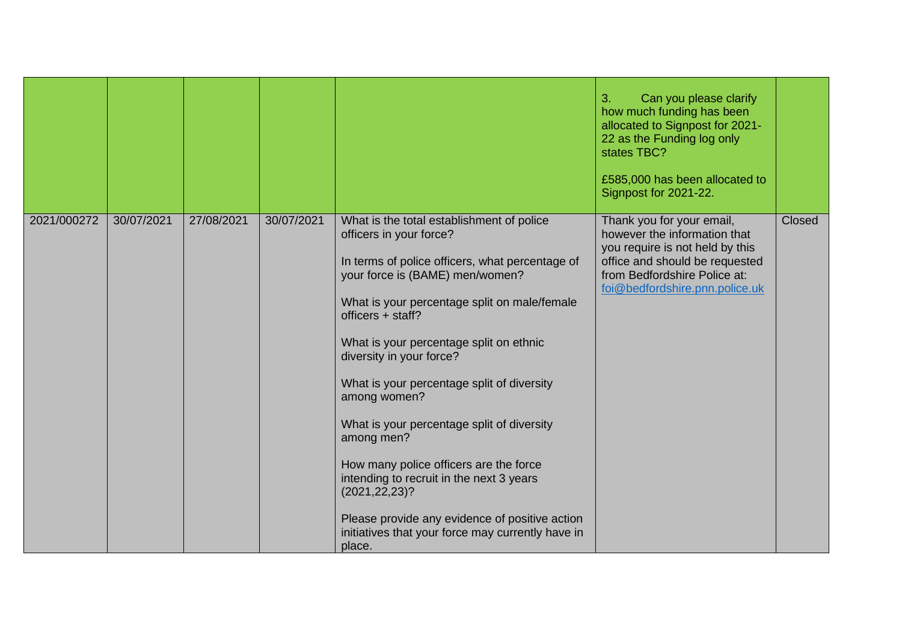|  |  |  |  |  |  |  |
|---|---|---|---|---|---|---|
|  |  |  |  |  | 3. Can you please clarify how much funding has been allocated to Signpost for 2021-22 as the Funding log only states TBC?<br><br>£585,000 has been allocated to Signpost for 2021-22. |  |
| 2021/000272 | 30/07/2021 | 27/08/2021 | 30/07/2021 | What is the total establishment of police officers in your force?<br><br>In terms of police officers, what percentage of your force is (BAME) men/women?<br><br>What is your percentage split on male/female officers + staff?<br><br>What is your percentage split on ethnic diversity in your force?<br><br>What is your percentage split of diversity among women?<br><br>What is your percentage split of diversity among men?<br><br>How many police officers are the force intending to recruit in the next 3 years (2021,22,23)?<br><br>Please provide any evidence of positive action initiatives that your force may currently have in place. | Thank you for your email, however the information that you require is not held by this office and should be requested from Bedfordshire Police at: foi@bedfordshire.pnn.police.uk | Closed |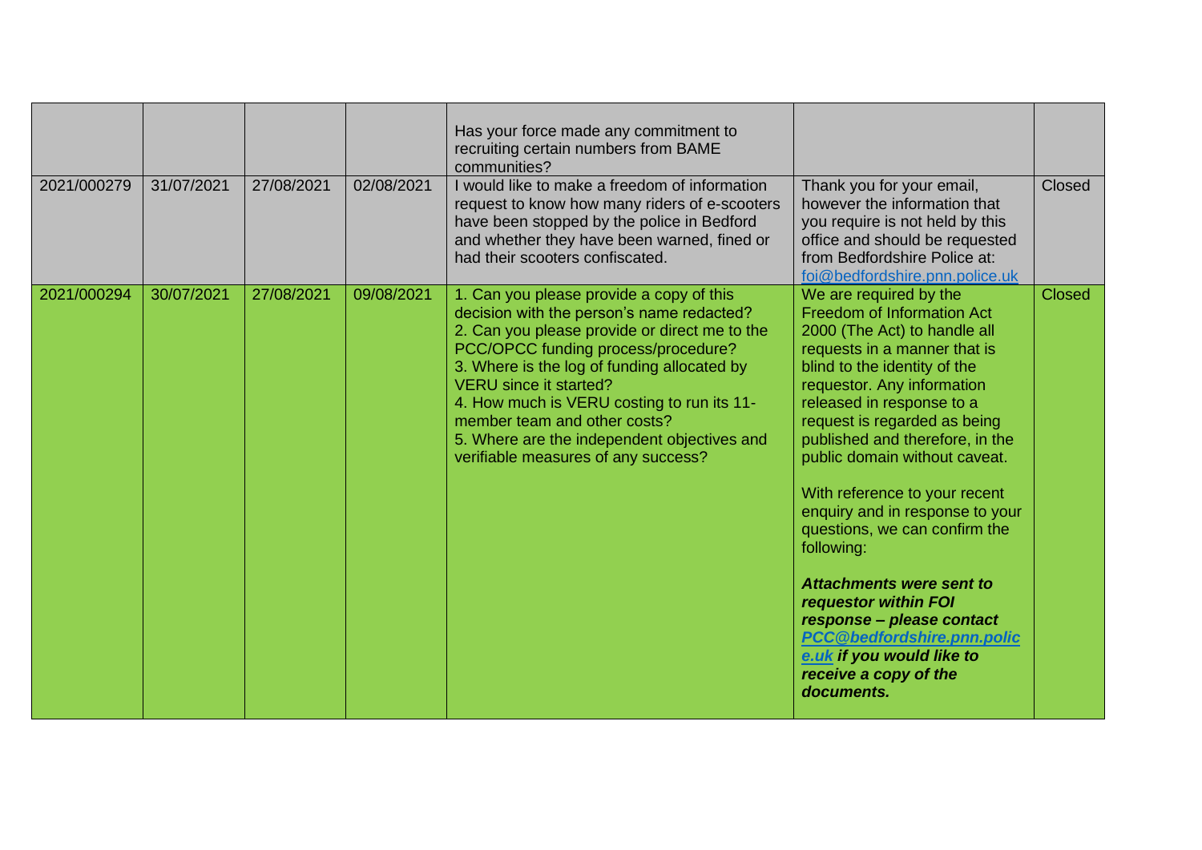| | | | | | | |
|---|---|---|---|---|---|---|
| | | | | Has your force made any commitment to recruiting certain numbers from BAME communities? | | |
| 2021/000279 | 31/07/2021 | 27/08/2021 | 02/08/2021 | I would like to make a freedom of information request to know how many riders of e-scooters have been stopped by the police in Bedford and whether they have been warned, fined or had their scooters confiscated. | Thank you for your email, however the information that you require is not held by this office and should be requested from Bedfordshire Police at: foi@bedfordshire.pnn.police.uk | Closed |
| 2021/000294 | 30/07/2021 | 27/08/2021 | 09/08/2021 | 1. Can you please provide a copy of this decision with the person's name redacted?<br>2. Can you please provide or direct me to the PCC/OPCC funding process/procedure?<br>3. Where is the log of funding allocated by VERU since it started?<br>4. How much is VERU costing to run its 11-member team and other costs?<br>5. Where are the independent objectives and verifiable measures of any success? | We are required by the Freedom of Information Act 2000 (The Act) to handle all requests in a manner that is blind to the identity of the requestor. Any information released in response to a request is regarded as being published and therefore, in the public domain without caveat.<br><br>With reference to your recent enquiry and in response to your questions, we can confirm the following:<br><br>***Attachments were sent to requestor within FOI response – please contact PCC@bedfordshire.pnn.police.uk if you would like to receive a copy of the documents.*** | Closed |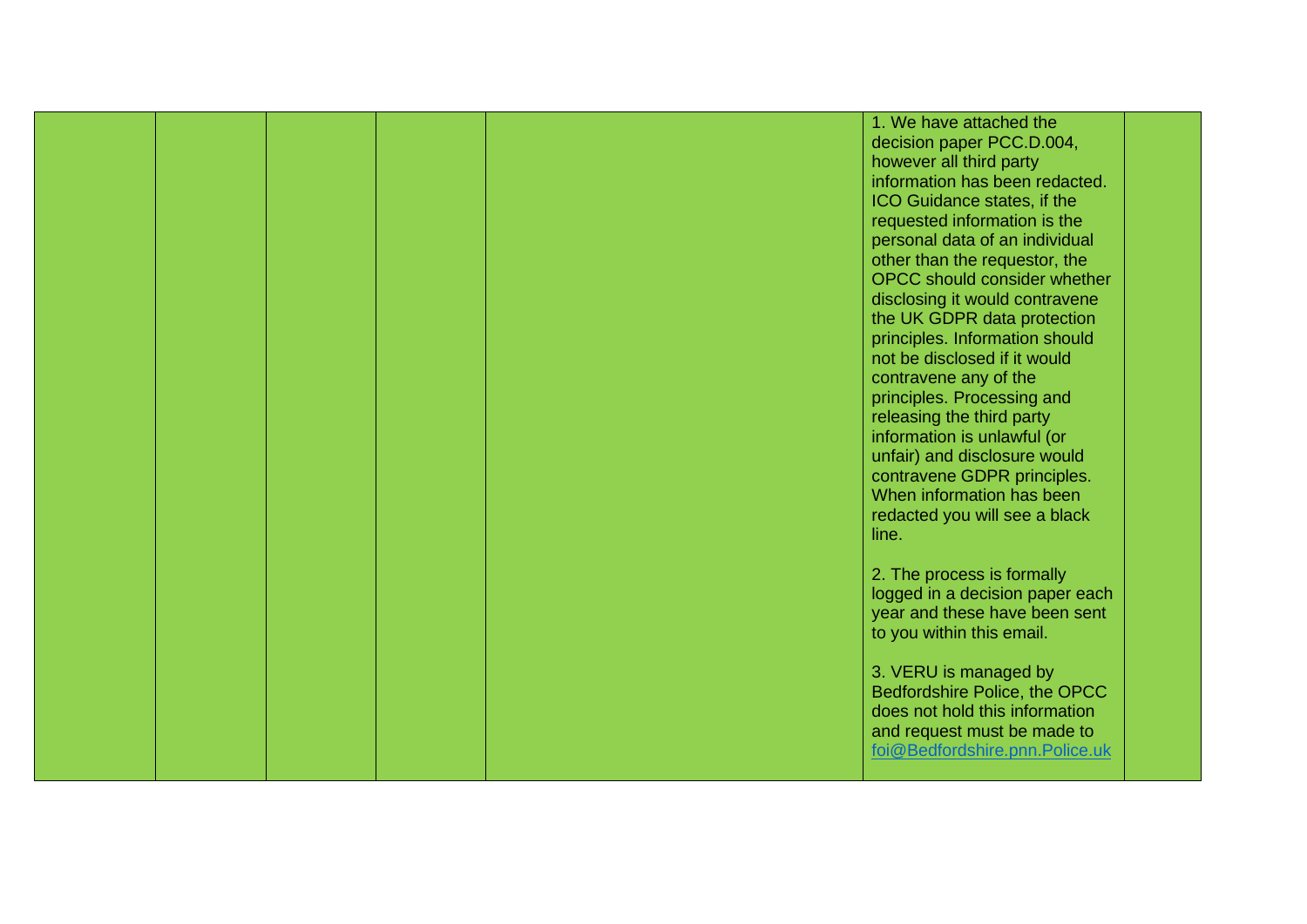|  |  |  |  |  | 1. We have attached the decision paper PCC.D.004, however all third party information has been redacted. ICO Guidance states, if the requested information is the personal data of an individual other than the requestor, the OPCC should consider whether disclosing it would contravene the UK GDPR data protection principles. Information should not be disclosed if it would contravene any of the principles. Processing and releasing the third party information is unlawful (or unfair) and disclosure would contravene GDPR principles. When information has been redacted you will see a black line.<br><br>2. The process is formally logged in a decision paper each year and these have been sent to you within this email.<br><br>3. VERU is managed by Bedfordshire Police, the OPCC does not hold this information and request must be made to foi@Bedfordshire.pnn.Police.uk |  |
|---|---|---|---|---|---|---|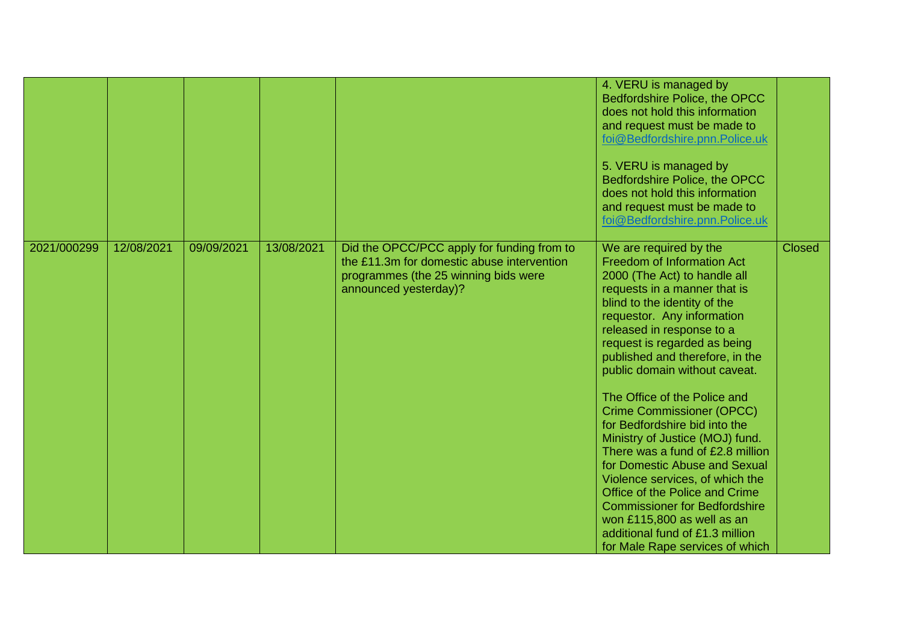| | | | | | | |
|---|---|---|---|---|---|---|
| | | | | | 4. VERU is managed by Bedfordshire Police, the OPCC does not hold this information and request must be made to foi@Bedfordshire.pnn.Police.uk<br><br>5. VERU is managed by Bedfordshire Police, the OPCC does not hold this information and request must be made to foi@Bedfordshire.pnn.Police.uk | |
| 2021/000299 | 12/08/2021 | 09/09/2021 | 13/08/2021 | Did the OPCC/PCC apply for funding from to the £11.3m for domestic abuse intervention programmes (the 25 winning bids were announced yesterday)? | We are required by the Freedom of Information Act 2000 (The Act) to handle all requests in a manner that is blind to the identity of the requestor. Any information released in response to a request is regarded as being published and therefore, in the public domain without caveat.<br><br>The Office of the Police and Crime Commissioner (OPCC) for Bedfordshire bid into the Ministry of Justice (MOJ) fund. There was a fund of £2.8 million for Domestic Abuse and Sexual Violence services, of which the Office of the Police and Crime Commissioner for Bedfordshire won £115,800 as well as an additional fund of £1.3 million for Male Rape services of which | Closed |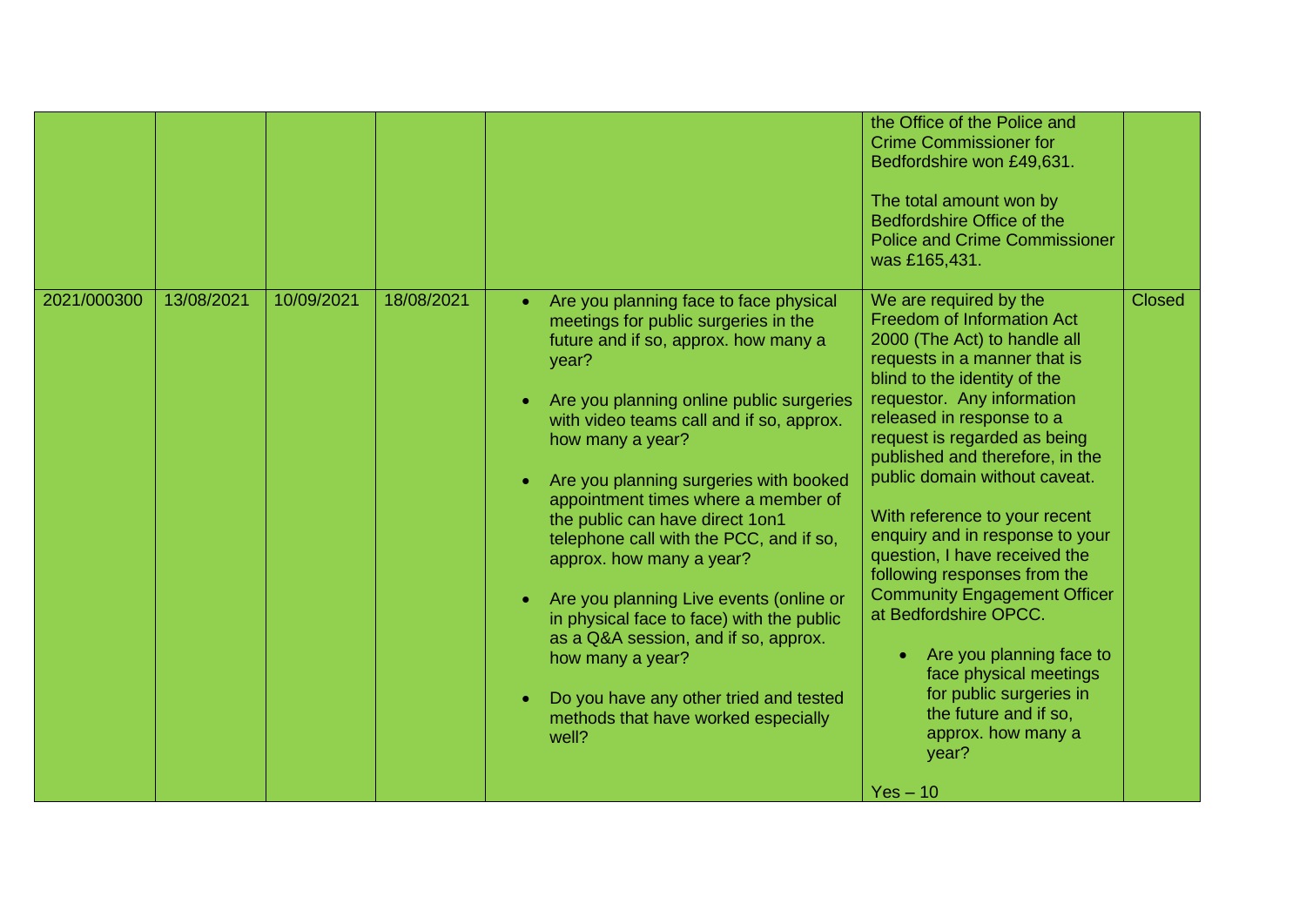| | | | | | | |
|---|---|---|---|---|---|---|
| | | | | | the Office of the Police and Crime Commissioner for Bedfordshire won £49,631.<br><br>The total amount won by Bedfordshire Office of the Police and Crime Commissioner was £165,431. | |
| 2021/000300 | 13/08/2021 | 10/09/2021 | 18/08/2021 | • Are you planning face to face physical meetings for public surgeries in the future and if so, approx. how many a year?<br><br>• Are you planning online public surgeries with video teams call and if so, approx. how many a year?<br><br>• Are you planning surgeries with booked appointment times where a member of the public can have direct 1on1 telephone call with the PCC, and if so, approx. how many a year?<br><br>• Are you planning Live events (online or in physical face to face) with the public as a Q&A session, and if so, approx. how many a year?<br><br>• Do you have any other tried and tested methods that have worked especially well? | We are required by the Freedom of Information Act 2000 (The Act) to handle all requests in a manner that is blind to the identity of the requestor. Any information released in response to a request is regarded as being published and therefore, in the public domain without caveat.<br><br>With reference to your recent enquiry and in response to your question, I have received the following responses from the Community Engagement Officer at Bedfordshire OPCC.<br><br>• Are you planning face to face physical meetings for public surgeries in the future and if so, approx. how many a year?<br><br>Yes – 10 | Closed |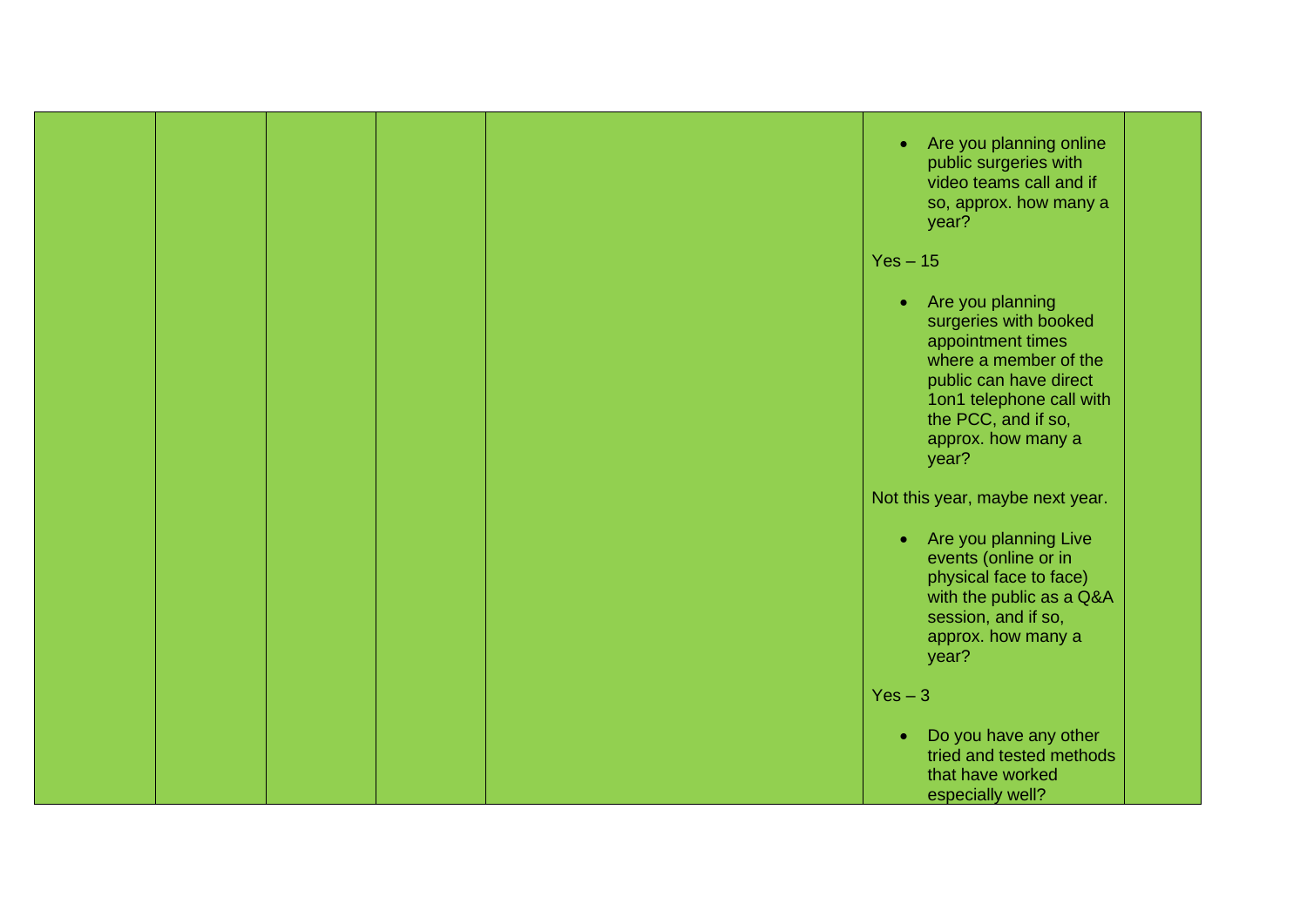| | | | | | | |
|---|---|---|---|---|---|---|
| | | | | | <ul><li>Are you planning online public surgeries with video teams call and if so, approx. how many a year?</li></ul>Yes – 15<ul><li>Are you planning surgeries with booked appointment times where a member of the public can have direct 1on1 telephone call with the PCC, and if so, approx. how many a year?</li></ul>Not this year, maybe next year.<ul><li>Are you planning Live events (online or in physical face to face) with the public as a Q&A session, and if so, approx. how many a year?</li></ul>Yes – 3<ul><li>Do you have any other tried and tested methods that have worked especially well?</li></ul> | |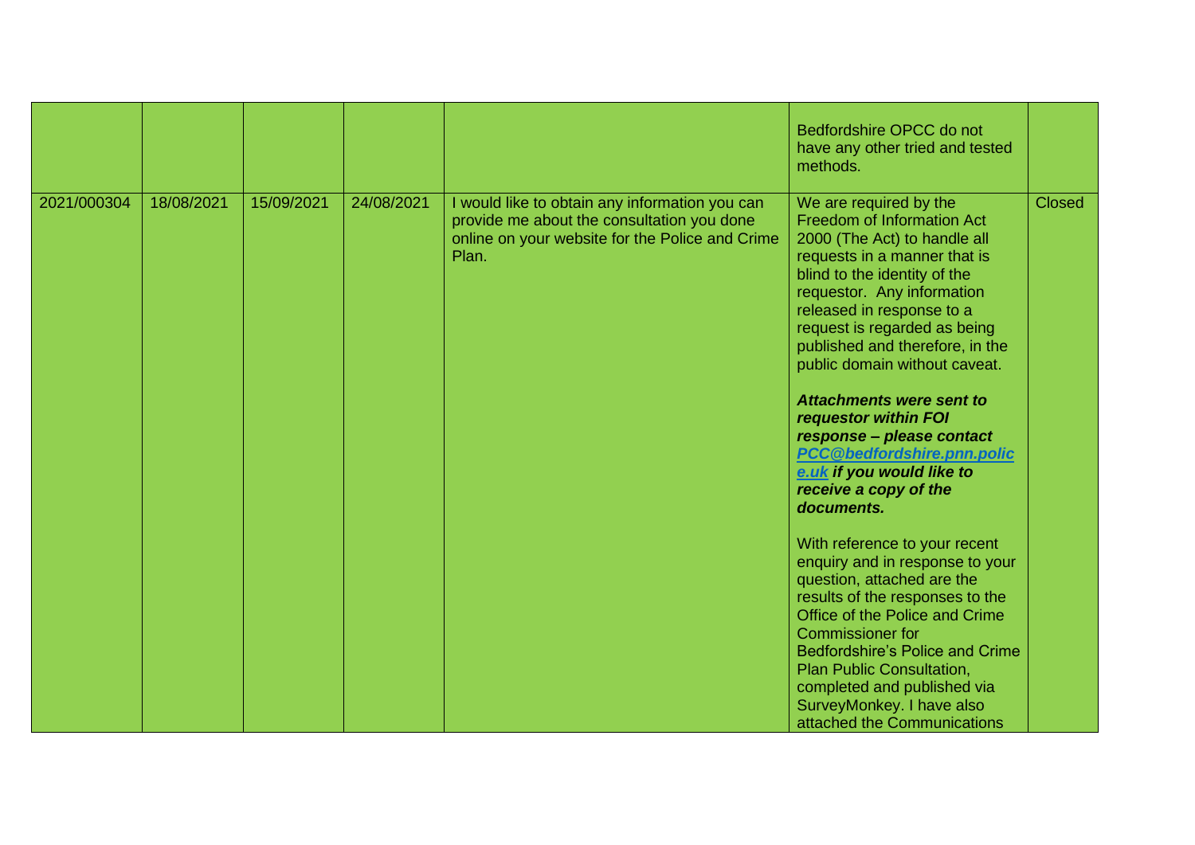|  |  |  |  |  |  |  |
|---|---|---|---|---|---|---|
|  |  |  |  |  | Bedfordshire OPCC do not have any other tried and tested methods. |  |
| 2021/000304 | 18/08/2021 | 15/09/2021 | 24/08/2021 | I would like to obtain any information you can provide me about the consultation you done online on your website for the Police and Crime Plan. | We are required by the Freedom of Information Act 2000 (The Act) to handle all requests in a manner that is blind to the identity of the requestor. Any information released in response to a request is regarded as being published and therefore, in the public domain without caveat.<br><br>***Attachments were sent to requestor within FOI response – please contact [PCC@bedfordshire.pnn.police.uk](mailto:PCC@bedfordshire.pnn.police.uk) if you would like to receive a copy of the documents.***<br><br>With reference to your recent enquiry and in response to your question, attached are the results of the responses to the Office of the Police and Crime Commissioner for Bedfordshire's Police and Crime Plan Public Consultation, completed and published via SurveyMonkey. I have also attached the Communications | Closed |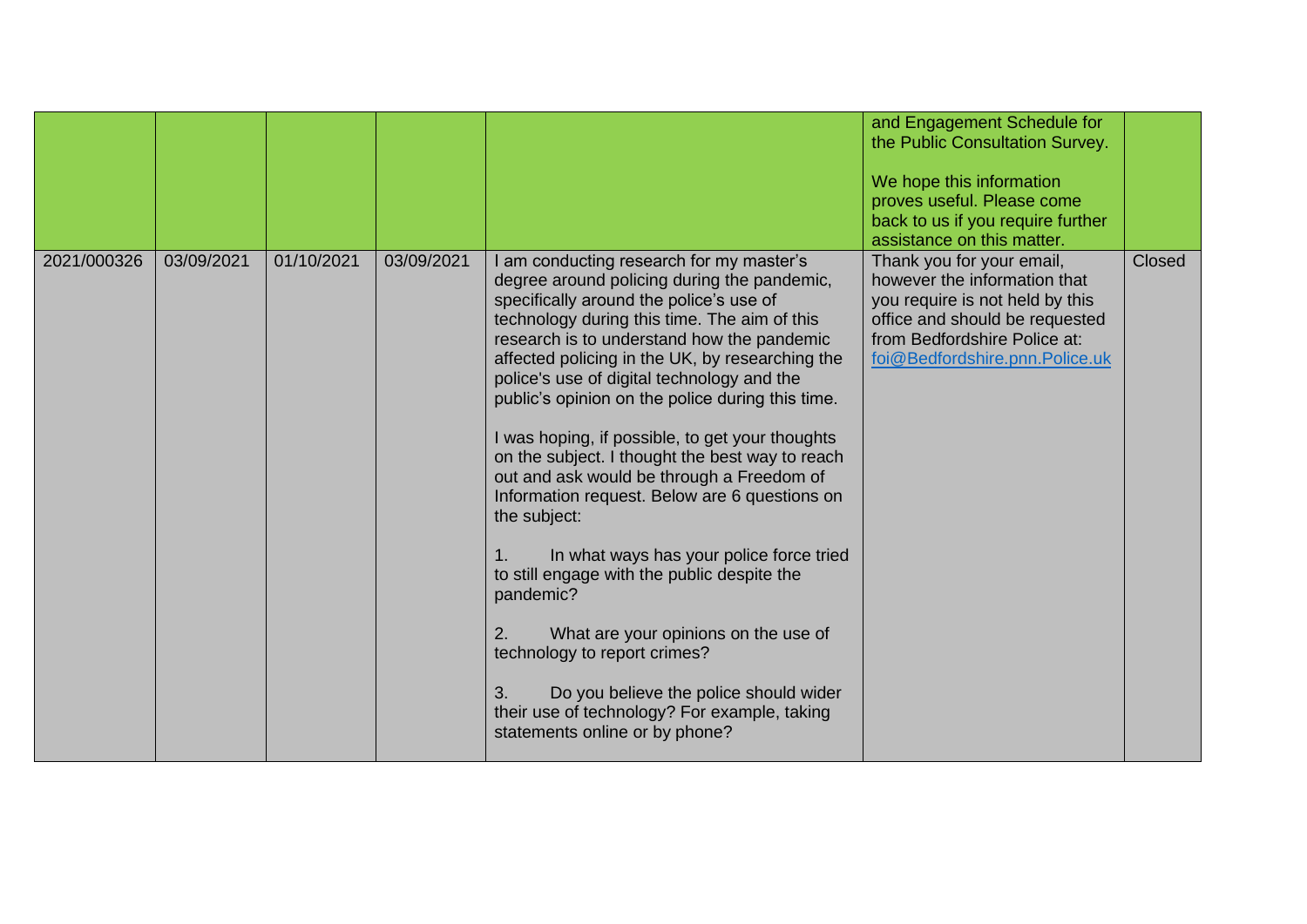|  |  |  |  |  | and Engagement Schedule for the Public Consultation Survey.<br><br>We hope this information proves useful. Please come back to us if you require further assistance on this matter. |  |
|---|---|---|---|---|---|---|
| 2021/000326 | 03/09/2021 | 01/10/2021 | 03/09/2021 | I am conducting research for my master's degree around policing during the pandemic, specifically around the police's use of technology during this time. The aim of this research is to understand how the pandemic affected policing in the UK, by researching the police's use of digital technology and the public's opinion on the police during this time.<br><br>I was hoping, if possible, to get your thoughts on the subject. I thought the best way to reach out and ask would be through a Freedom of Information request. Below are 6 questions on the subject:<br><br>1. In what ways has your police force tried to still engage with the public despite the pandemic?<br><br>2. What are your opinions on the use of technology to report crimes?<br><br>3. Do you believe the police should wider their use of technology? For example, taking statements online or by phone? | Thank you for your email, however the information that you require is not held by this office and should be requested from Bedfordshire Police at: foi@Bedfordshire.pnn.Police.uk | Closed |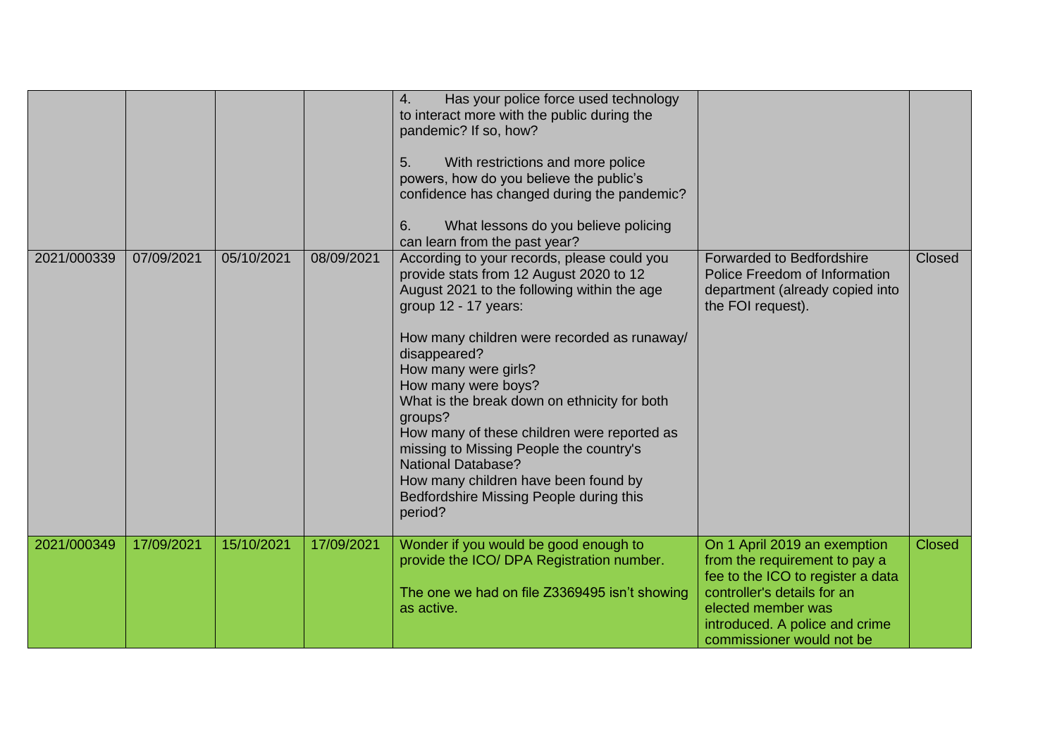| | | | | | | |
|---|---|---|---|---|---|---|
| | | | | 4. Has your police force used technology to interact more with the public during the pandemic? If so, how?<br><br>5. With restrictions and more police powers, how do you believe the public's confidence has changed during the pandemic?<br><br>6. What lessons do you believe policing can learn from the past year? | | |
| 2021/000339 | 07/09/2021 | 05/10/2021 | 08/09/2021 | According to your records, please could you provide stats from 12 August 2020 to 12 August 2021 to the following within the age group 12 - 17 years:<br><br>How many children were recorded as runaway/ disappeared?<br>How many were girls?<br>How many were boys?<br>What is the break down on ethnicity for both groups?<br>How many of these children were reported as missing to Missing People the country's National Database?<br>How many children have been found by Bedfordshire Missing People during this period? | Forwarded to Bedfordshire Police Freedom of Information department (already copied into the FOI request). | Closed |
| 2021/000349 | 17/09/2021 | 15/10/2021 | 17/09/2021 | Wonder if you would be good enough to provide the ICO/ DPA Registration number.<br><br>The one we had on file Z3369495 isn't showing as active. | On 1 April 2019 an exemption from the requirement to pay a fee to the ICO to register a data controller's details for an elected member was introduced. A police and crime commissioner would not be | Closed |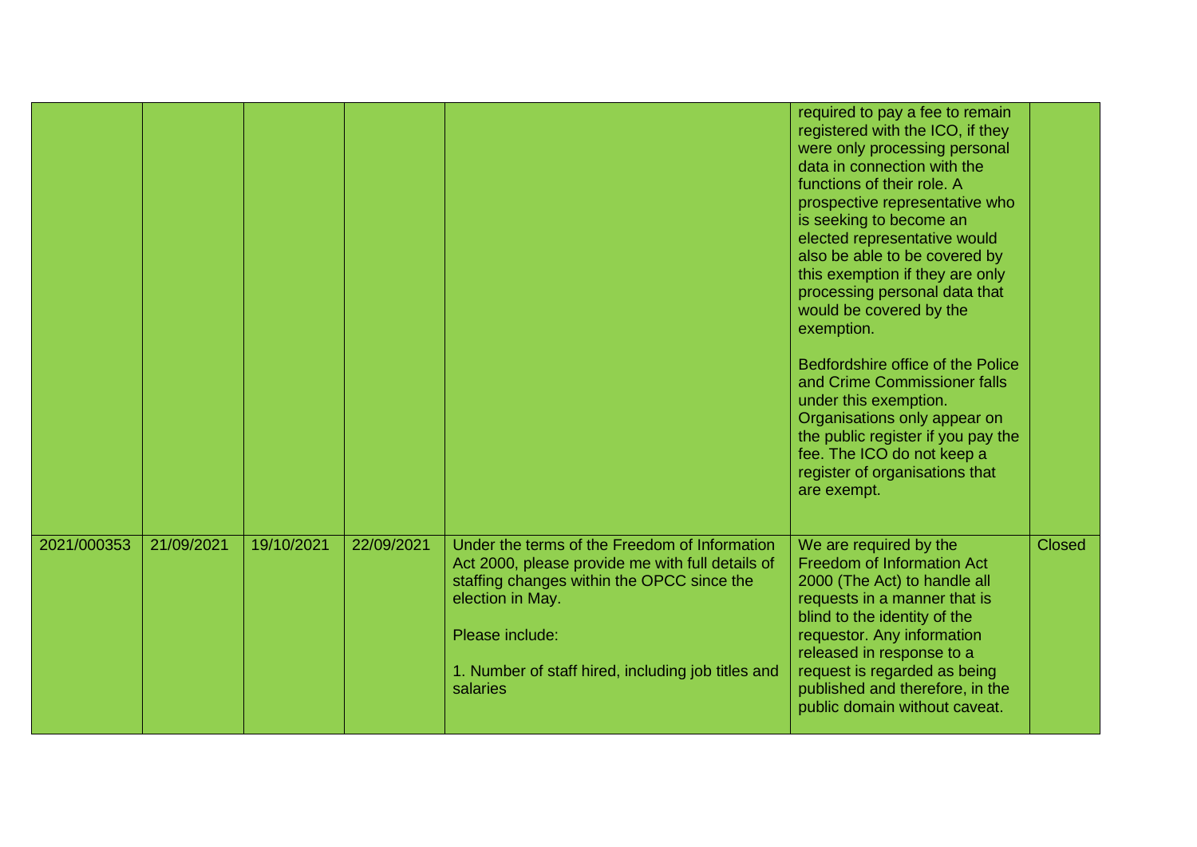| | | | | | | |
|---|---|---|---|---|---|---|
| | | | | | required to pay a fee to remain registered with the ICO, if they were only processing personal data in connection with the functions of their role. A prospective representative who is seeking to become an elected representative would also be able to be covered by this exemption if they are only processing personal data that would be covered by the exemption.<br><br>Bedfordshire office of the Police and Crime Commissioner falls under this exemption. Organisations only appear on the public register if you pay the fee. The ICO do not keep a register of organisations that are exempt. | |
| 2021/000353 | 21/09/2021 | 19/10/2021 | 22/09/2021 | Under the terms of the Freedom of Information Act 2000, please provide me with full details of staffing changes within the OPCC since the election in May.<br><br>Please include:<br><br>1. Number of staff hired, including job titles and salaries | We are required by the Freedom of Information Act 2000 (The Act) to handle all requests in a manner that is blind to the identity of the requestor. Any information released in response to a request is regarded as being published and therefore, in the public domain without caveat. | Closed |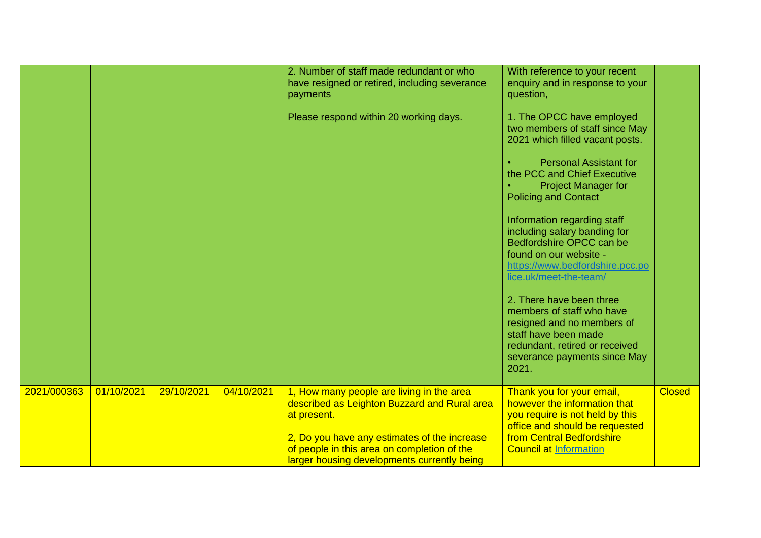| | | | | | | |
|---|---|---|---|---|---|---|
| | | | | 2. Number of staff made redundant or who have resigned or retired, including severance payments<br><br>Please respond within 20 working days. | With reference to your recent enquiry and in response to your question,<br><br>1. The OPCC have employed two members of staff since May 2021 which filled vacant posts.<br><br>• Personal Assistant for the PCC and Chief Executive<br>• Project Manager for Policing and Contact<br><br>Information regarding staff including salary banding for Bedfordshire OPCC can be found on our website - [https://www.bedfordshire.pcc.police.uk/meet-the-team/](https://www.bedfordshire.pcc.police.uk/meet-the-team/)<br><br>2. There have been three members of staff who have resigned and no members of staff have been made redundant, retired or received severance payments since May 2021. | |
| 2021/000363 | 01/10/2021 | 29/10/2021 | 04/10/2021 | 1, How many people are living in the area described as Leighton Buzzard and Rural area at present.<br><br>2, Do you have any estimates of the increase of people in this area on completion of the larger housing developments currently being | Thank you for your email, however the information that you require is not held by this office and should be requested from Central Bedfordshire Council at Information | Closed |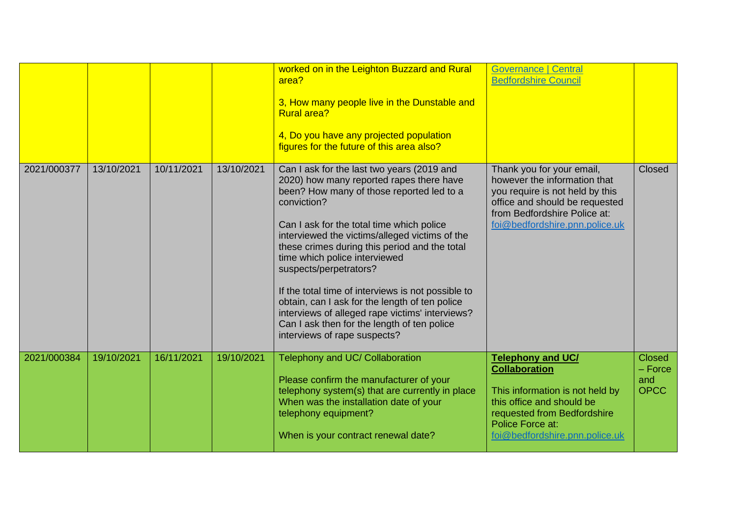| | | | | worked on in the Leighton Buzzard and Rural area?<br><br>3, How many people live in the Dunstable and Rural area?<br><br>4, Do you have any projected population figures for the future of this area also? | Governance \| Central Bedfordshire Council | |
|---|---|---|---|---|---|---|
| 2021/000377 | 13/10/2021 | 10/11/2021 | 13/10/2021 | Can I ask for the last two years (2019 and 2020) how many reported rapes there have been? How many of those reported led to a conviction?<br><br>Can I ask for the total time which police interviewed the victims/alleged victims of the these crimes during this period and the total time which police interviewed suspects/perpetrators?<br><br>If the total time of interviews is not possible to obtain, can I ask for the length of ten police interviews of alleged rape victims' interviews? Can I ask then for the length of ten police interviews of rape suspects? | Thank you for your email, however the information that you require is not held by this office and should be requested from Bedfordshire Police at: foi@bedfordshire.pnn.police.uk | Closed |
| 2021/000384 | 19/10/2021 | 16/11/2021 | 19/10/2021 | Telephony and UC/ Collaboration<br><br>Please confirm the manufacturer of your telephony system(s) that are currently in place When was the installation date of your telephony equipment?<br><br>When is your contract renewal date? | **Telephony and UC/ Collaboration**<br><br>This information is not held by this office and should be requested from Bedfordshire Police Force at: foi@bedfordshire.pnn.police.uk | Closed – Force and OPCC |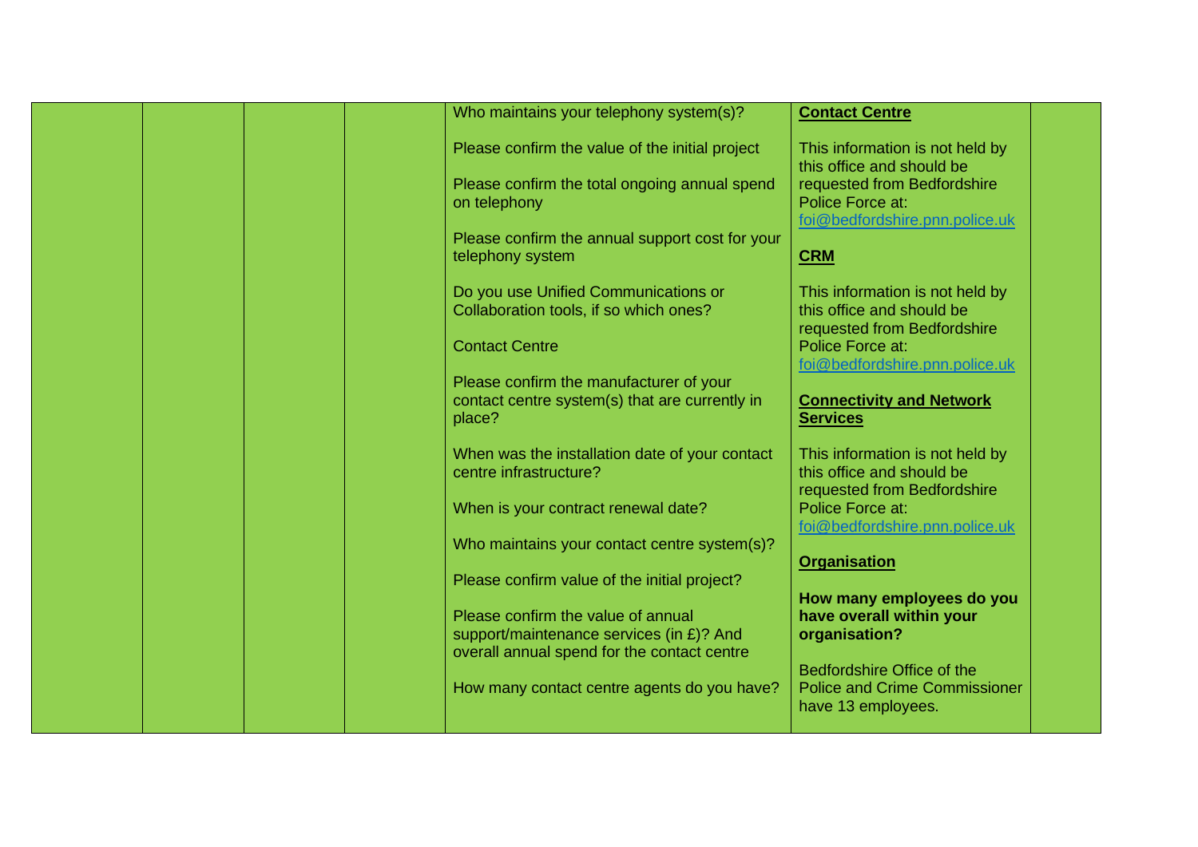| | | | | Who maintains your telephony system(s)?<br><br>Please confirm the value of the initial project<br><br>Please confirm the total ongoing annual spend on telephony<br><br>Please confirm the annual support cost for your telephony system<br><br>Do you use Unified Communications or Collaboration tools, if so which ones?<br><br>Contact Centre<br><br>Please confirm the manufacturer of your contact centre system(s) that are currently in place?<br><br>When was the installation date of your contact centre infrastructure?<br><br>When is your contract renewal date?<br><br>Who maintains your contact centre system(s)?<br><br>Please confirm value of the initial project?<br><br>Please confirm the value of annual support/maintenance services (in £)? And overall annual spend for the contact centre<br><br>How many contact centre agents do you have? | **Contact Centre**<br><br>This information is not held by this office and should be requested from Bedfordshire Police Force at: foi@bedfordshire.pnn.police.uk<br><br>**CRM**<br><br>This information is not held by this office and should be requested from Bedfordshire Police Force at: foi@bedfordshire.pnn.police.uk<br><br>**Connectivity and Network Services**<br><br>This information is not held by this office and should be requested from Bedfordshire Police Force at: foi@bedfordshire.pnn.police.uk<br><br>**Organisation**<br><br>**How many employees do you have overall within your organisation?**<br><br>Bedfordshire Office of the Police and Crime Commissioner have 13 employees. | |
|---|---|---|---|---|---|---|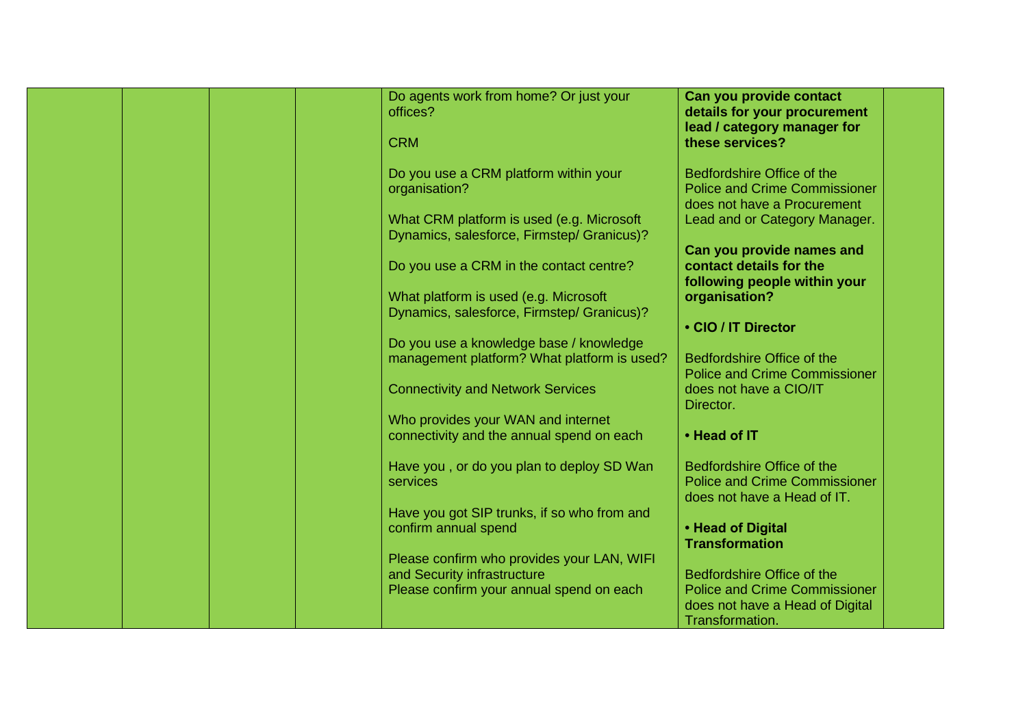| | | | | Do agents work from home? Or just your offices?<br><br>CRM<br><br>Do you use a CRM platform within your organisation?<br><br>What CRM platform is used (e.g. Microsoft Dynamics, salesforce, Firmstep/ Granicus)?<br><br>Do you use a CRM in the contact centre?<br><br>What platform is used (e.g. Microsoft Dynamics, salesforce, Firmstep/ Granicus)?<br><br>Do you use a knowledge base / knowledge management platform? What platform is used?<br><br>Connectivity and Network Services<br><br>Who provides your WAN and internet connectivity and the annual spend on each<br><br>Have you , or do you plan to deploy SD Wan services<br><br>Have you got SIP trunks, if so who from and confirm annual spend<br><br>Please confirm who provides your LAN, WIFI and Security infrastructure<br>Please confirm your annual spend on each | **Can you provide contact details for your procurement lead / category manager for these services?**<br><br>Bedfordshire Office of the Police and Crime Commissioner does not have a Procurement Lead and or Category Manager.<br><br>**Can you provide names and contact details for the following people within your organisation?**<br><br>**• CIO / IT Director**<br><br>Bedfordshire Office of the Police and Crime Commissioner does not have a CIO/IT Director.<br><br>**• Head of IT**<br><br>Bedfordshire Office of the Police and Crime Commissioner does not have a Head of IT.<br><br>**• Head of Digital Transformation**<br><br>Bedfordshire Office of the Police and Crime Commissioner does not have a Head of Digital Transformation. | |
|---|---|---|---|---|---|---|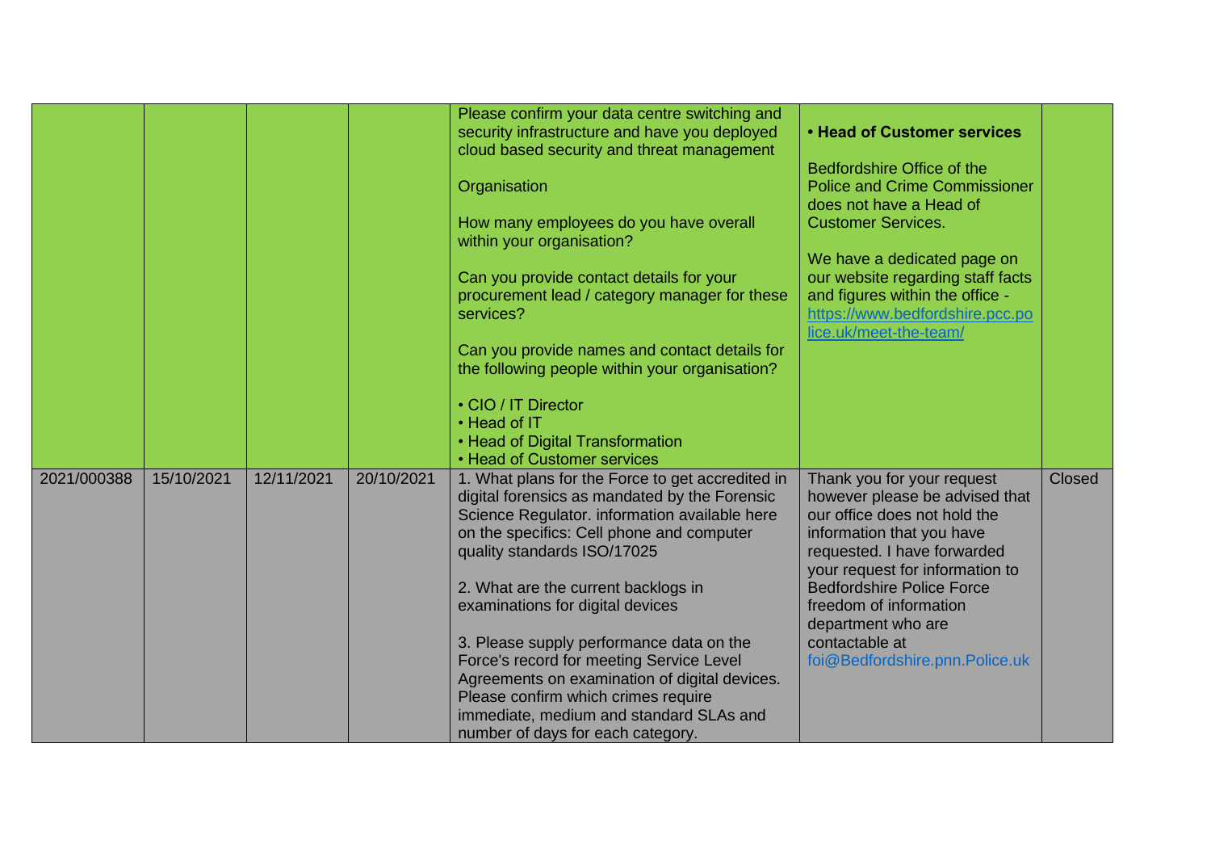|  |  |  |  | Please confirm your data centre switching and security infrastructure and have you deployed cloud based security and threat management<br><br>Organisation<br><br>How many employees do you have overall within your organisation?<br><br>Can you provide contact details for your procurement lead / category manager for these services?<br><br>Can you provide names and contact details for the following people within your organisation?<br><br>• CIO / IT Director<br>• Head of IT<br>• Head of Digital Transformation<br>• Head of Customer services | **• Head of Customer services**<br><br>Bedfordshire Office of the Police and Crime Commissioner does not have a Head of Customer Services.<br><br>We have a dedicated page on our website regarding staff facts and figures within the office - https://www.bedfordshire.pcc.police.uk/meet-the-team/ |  |
|---|---|---|---|---|---|---|
| 2021/000388 | 15/10/2021 | 12/11/2021 | 20/10/2021 | 1. What plans for the Force to get accredited in digital forensics as mandated by the Forensic Science Regulator. information available here on the specifics: Cell phone and computer quality standards ISO/17025<br><br>2. What are the current backlogs in examinations for digital devices<br><br>3. Please supply performance data on the Force's record for meeting Service Level Agreements on examination of digital devices. Please confirm which crimes require immediate, medium and standard SLAs and number of days for each category. | Thank you for your request however please be advised that our office does not hold the information that you have requested. I have forwarded your request for information to Bedfordshire Police Force freedom of information department who are contactable at foi@Bedfordshire.pnn.Police.uk | Closed |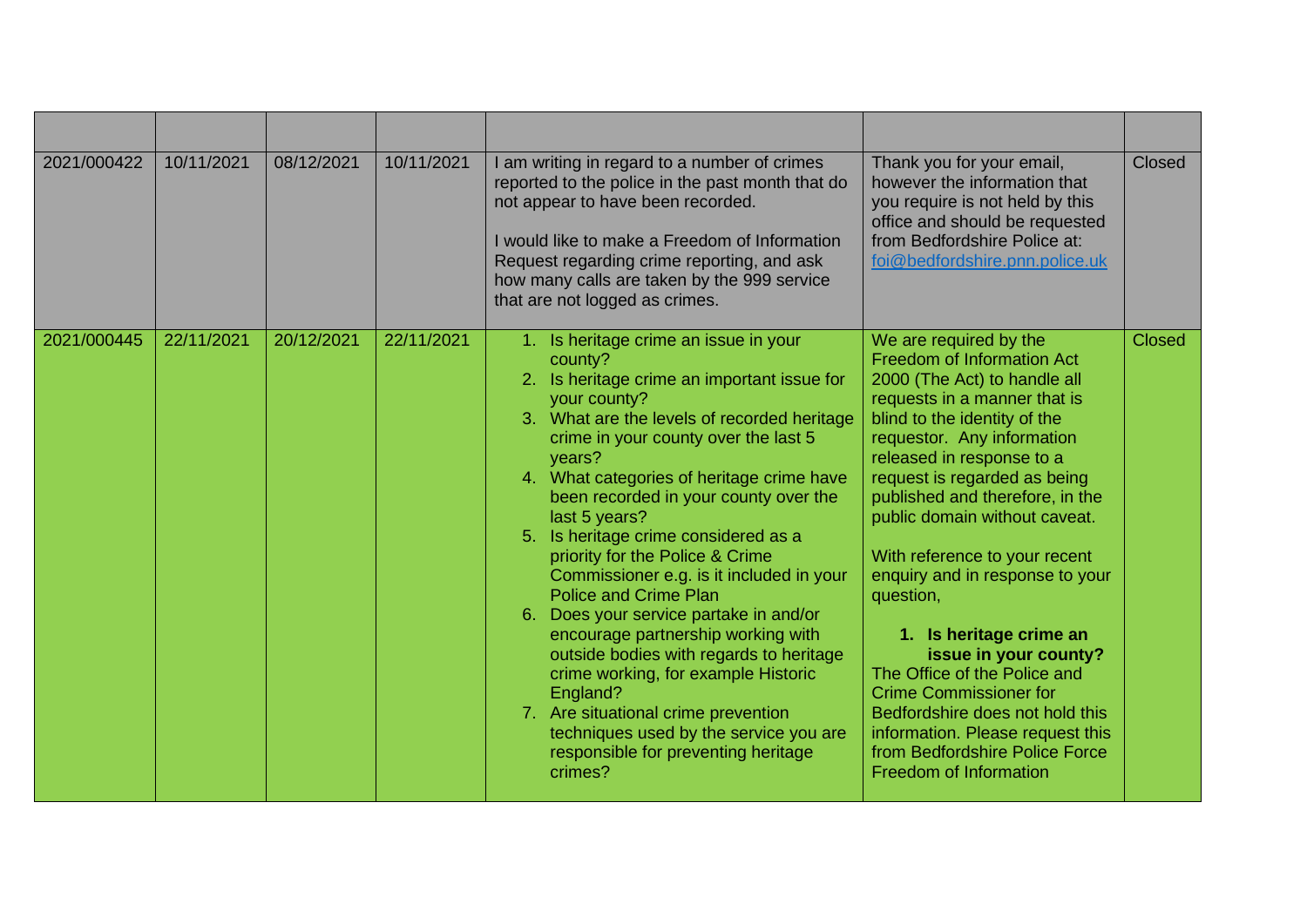| | | | | | | |
|---|---|---|---|---|---|---|
| 2021/000422 | 10/11/2021 | 08/12/2021 | 10/11/2021 | I am writing in regard to a number of crimes reported to the police in the past month that do not appear to have been recorded.<br><br>I would like to make a Freedom of Information Request regarding crime reporting, and ask how many calls are taken by the 999 service that are not logged as crimes. | Thank you for your email, however the information that you require is not held by this office and should be requested from Bedfordshire Police at: foi@bedfordshire.pnn.police.uk | Closed |
| 2021/000445 | 22/11/2021 | 20/12/2021 | 22/11/2021 | 1. Is heritage crime an issue in your county?<br>2. Is heritage crime an important issue for your county?<br>3. What are the levels of recorded heritage crime in your county over the last 5 years?<br>4. What categories of heritage crime have been recorded in your county over the last 5 years?<br>5. Is heritage crime considered as a priority for the Police & Crime Commissioner e.g. is it included in your Police and Crime Plan<br>6. Does your service partake in and/or encourage partnership working with outside bodies with regards to heritage crime working, for example Historic England?<br>7. Are situational crime prevention techniques used by the service you are responsible for preventing heritage crimes? | We are required by the Freedom of Information Act 2000 (The Act) to handle all requests in a manner that is blind to the identity of the requestor. Any information released in response to a request is regarded as being published and therefore, in the public domain without caveat.<br><br>With reference to your recent enquiry and in response to your question,<br><br>**1. Is heritage crime an issue in your county?**<br>The Office of the Police and Crime Commissioner for Bedfordshire does not hold this information. Please request this from Bedfordshire Police Force Freedom of Information | Closed |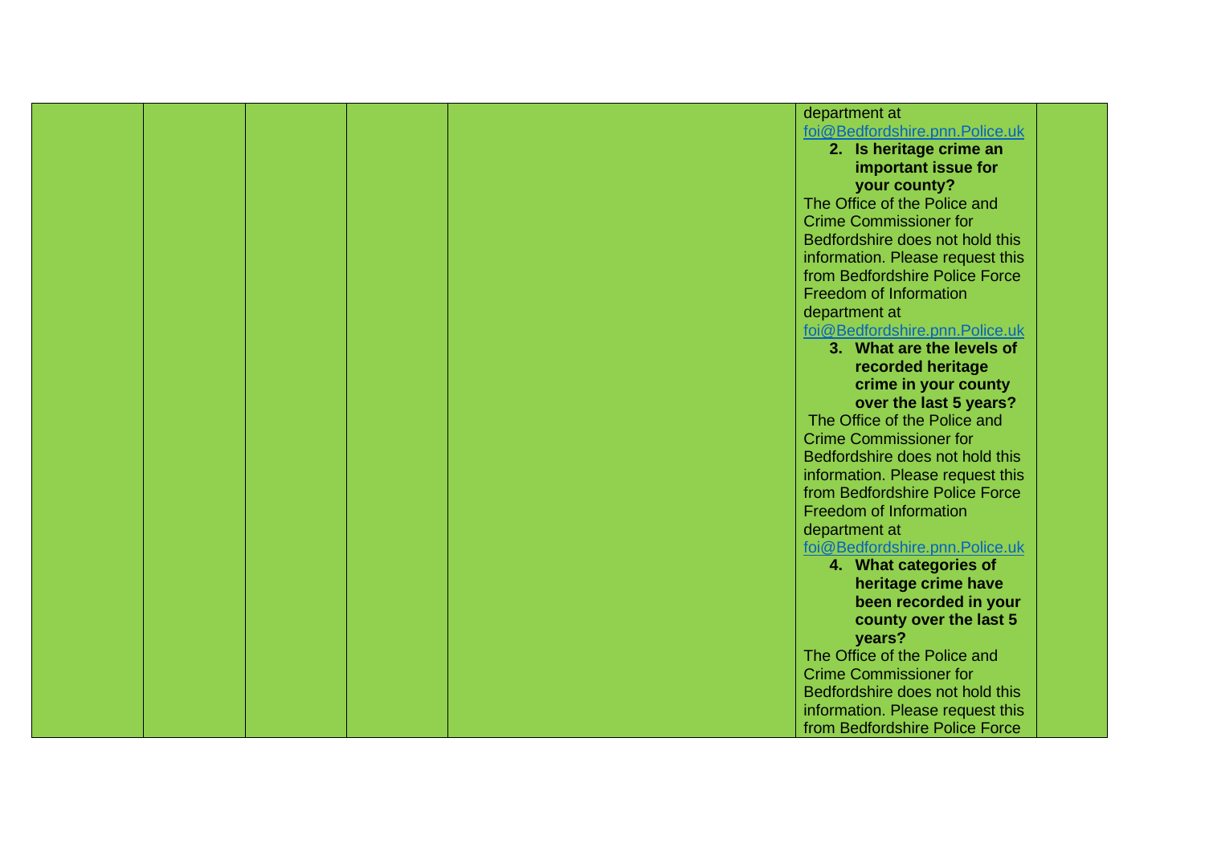| | | | | | | |
|---|---|---|---|---|---|---|
| | | | | | department at foi@Bedfordshire.pnn.Police.uk<br>2. **Is heritage crime an important issue for your county?**<br>The Office of the Police and Crime Commissioner for Bedfordshire does not hold this information. Please request this from Bedfordshire Police Force Freedom of Information department at foi@Bedfordshire.pnn.Police.uk<br>3. **What are the levels of recorded heritage crime in your county over the last 5 years?**<br>The Office of the Police and Crime Commissioner for Bedfordshire does not hold this information. Please request this from Bedfordshire Police Force Freedom of Information department at foi@Bedfordshire.pnn.Police.uk<br>4. **What categories of heritage crime have been recorded in your county over the last 5 years?**<br>The Office of the Police and Crime Commissioner for Bedfordshire does not hold this information. Please request this from Bedfordshire Police Force | |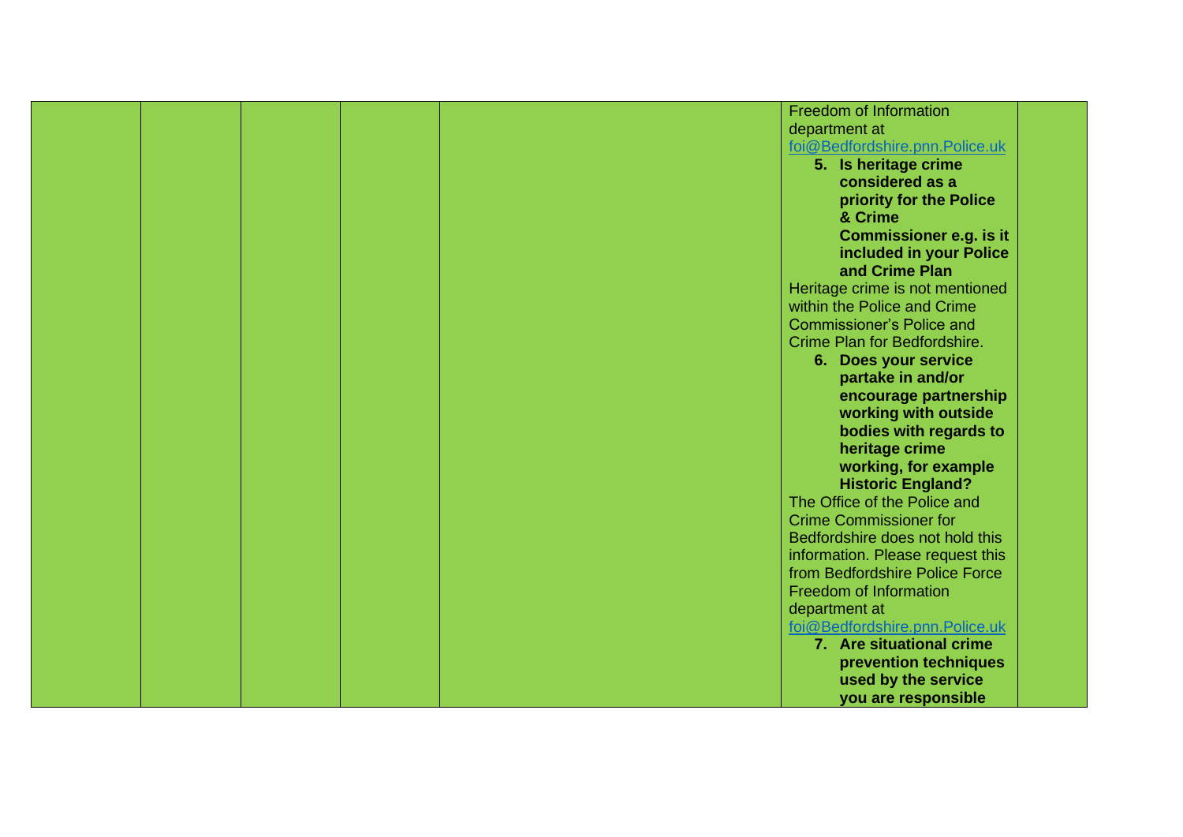| | | | | | | |
|---|---|---|---|---|---|---|
| | | | | | Freedom of Information department at foi@Bedfordshire.pnn.Police.uk<br>**5. Is heritage crime considered as a priority for the Police & Crime Commissioner e.g. is it included in your Police and Crime Plan**<br>Heritage crime is not mentioned within the Police and Crime Commissioner's Police and Crime Plan for Bedfordshire.<br>**6. Does your service partake in and/or encourage partnership working with outside bodies with regards to heritage crime working, for example Historic England?**<br>The Office of the Police and Crime Commissioner for Bedfordshire does not hold this information. Please request this from Bedfordshire Police Force Freedom of Information department at foi@Bedfordshire.pnn.Police.uk<br>**7. Are situational crime prevention techniques used by the service you are responsible** | |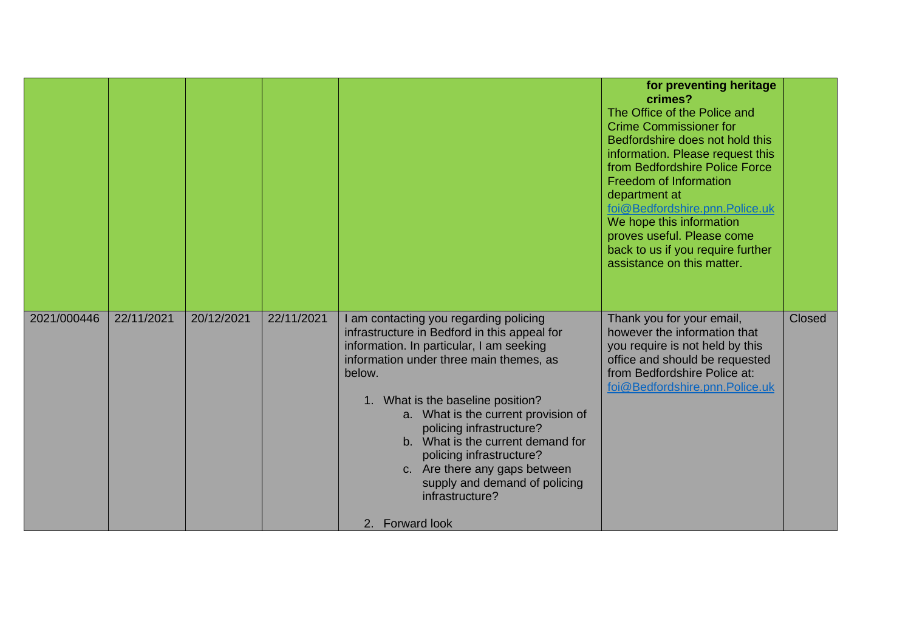| | | | | | | |
|---|---|---|---|---|---|---|
| | | | | | **for preventing heritage crimes?** The Office of the Police and Crime Commissioner for Bedfordshire does not hold this information. Please request this from Bedfordshire Police Force Freedom of Information department at foi@Bedfordshire.pnn.Police.uk We hope this information proves useful. Please come back to us if you require further assistance on this matter. | |
| 2021/000446 | 22/11/2021 | 20/12/2021 | 22/11/2021 | I am contacting you regarding policing infrastructure in Bedford in this appeal for information. In particular, I am seeking information under three main themes, as below.<br><br>1. What is the baseline position?<br>a. What is the current provision of policing infrastructure?<br>b. What is the current demand for policing infrastructure?<br>c. Are there any gaps between supply and demand of policing infrastructure?<br><br>2. Forward look | Thank you for your email, however the information that you require is not held by this office and should be requested from Bedfordshire Police at: foi@Bedfordshire.pnn.Police.uk | Closed |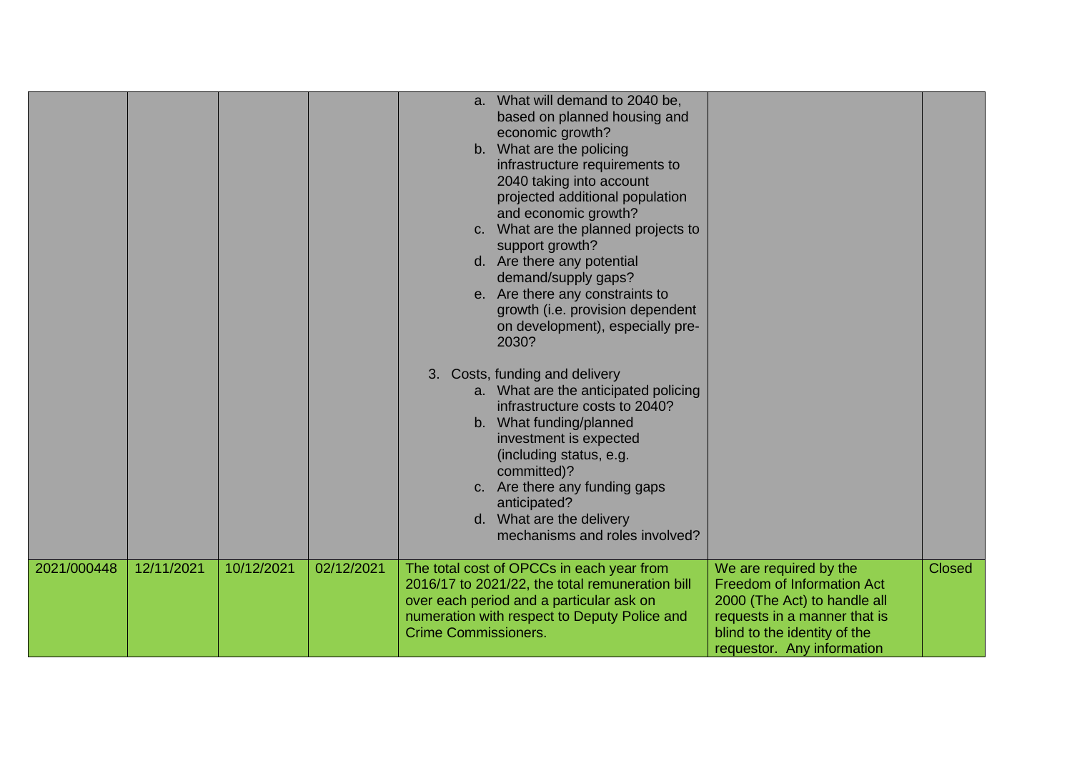| | | | | | | |
|---|---|---|---|---|---|---|
| | | | | a. What will demand to 2040 be, based on planned housing and economic growth?<br>b. What are the policing infrastructure requirements to 2040 taking into account projected additional population and economic growth?<br>c. What are the planned projects to support growth?<br>d. Are there any potential demand/supply gaps?<br>e. Are there any constraints to growth (i.e. provision dependent on development), especially pre-2030?<br><br>3. Costs, funding and delivery<br>a. What are the anticipated policing infrastructure costs to 2040?<br>b. What funding/planned investment is expected (including status, e.g. committed)?<br>c. Are there any funding gaps anticipated?<br>d. What are the delivery mechanisms and roles involved? | | |
| 2021/000448 | 12/11/2021 | 10/12/2021 | 02/12/2021 | The total cost of OPCCs in each year from 2016/17 to 2021/22, the total remuneration bill over each period and a particular ask on numeration with respect to Deputy Police and Crime Commissioners. | We are required by the Freedom of Information Act 2000 (The Act) to handle all requests in a manner that is blind to the identity of the requestor. Any information | Closed |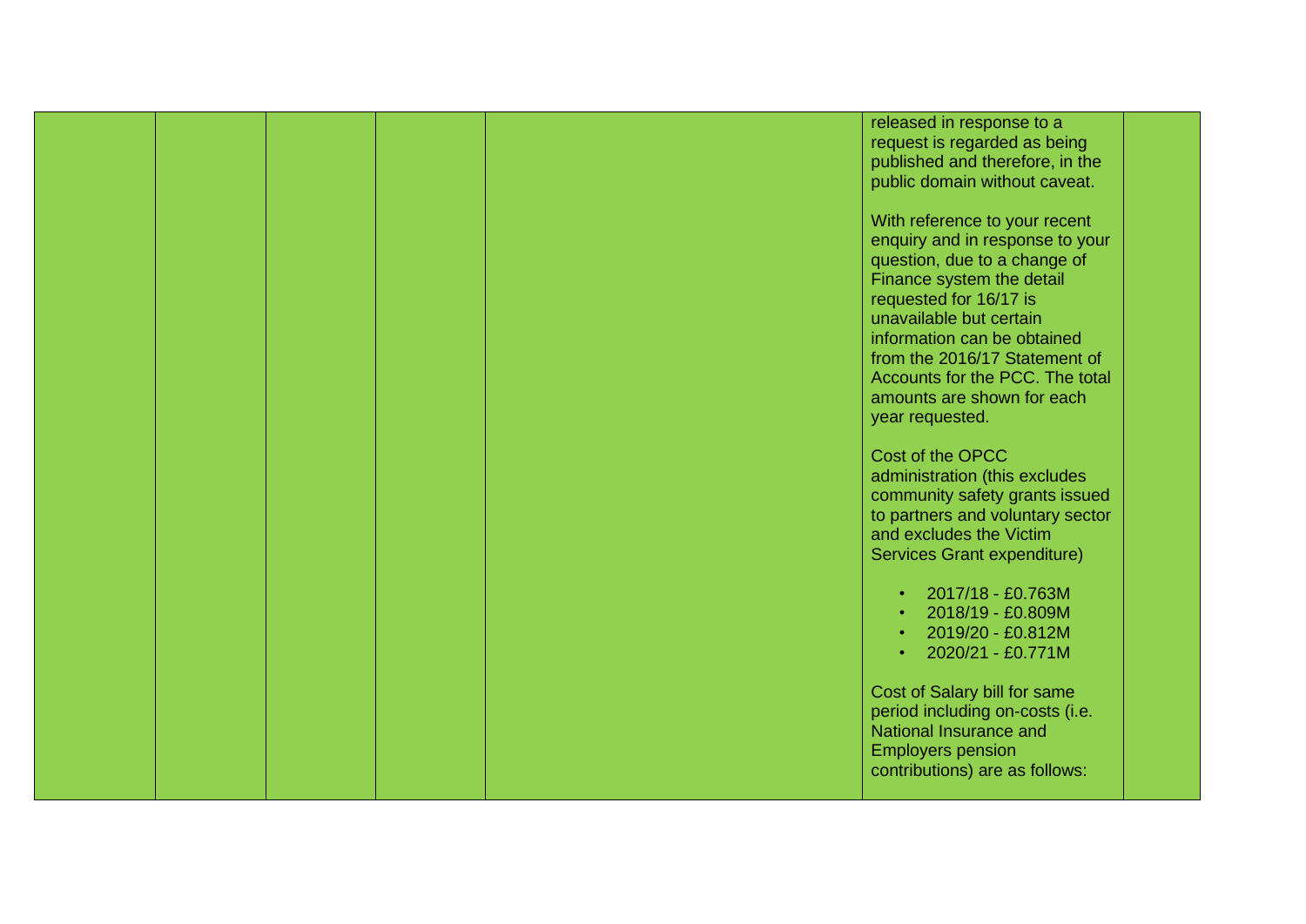|  |  |  |  |  | released in response to a request is regarded as being published and therefore, in the public domain without caveat.<br><br>With reference to your recent enquiry and in response to your question, due to a change of Finance system the detail requested for 16/17 is unavailable but certain information can be obtained from the 2016/17 Statement of Accounts for the PCC. The total amounts are shown for each year requested.<br><br>Cost of the OPCC administration (this excludes community safety grants issued to partners and voluntary sector and excludes the Victim Services Grant expenditure)<br><br>• 2017/18 - £0.763M<br>• 2018/19 - £0.809M<br>• 2019/20 - £0.812M<br>• 2020/21 - £0.771M<br><br>Cost of Salary bill for same period including on-costs (i.e. National Insurance and Employers pension contributions) are as follows: |  |
|---|---|---|---|---|---|---|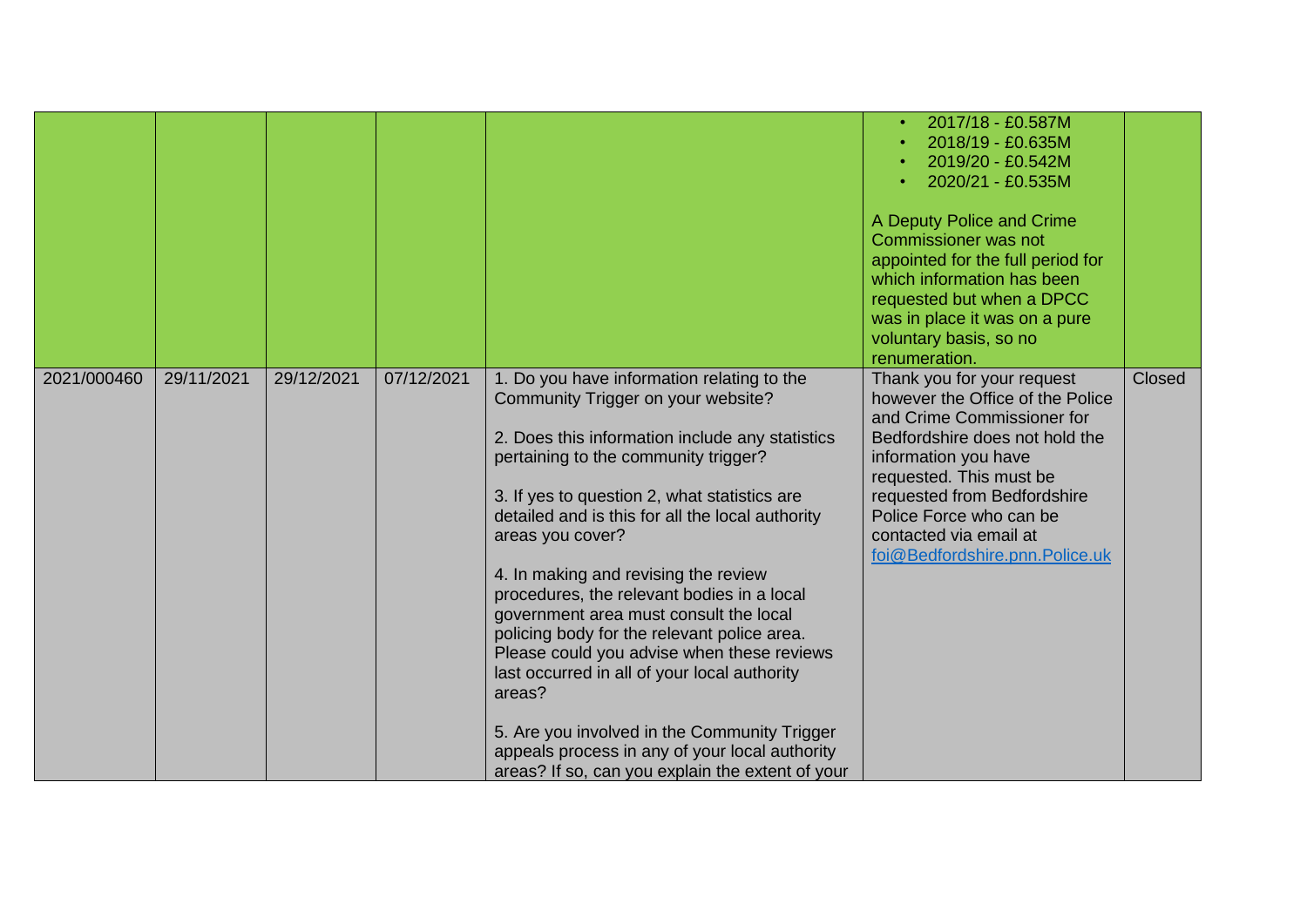| | | | | | • 2017/18 - £0.587M<br>• 2018/19 - £0.635M<br>• 2019/20 - £0.542M<br>• 2020/21 - £0.535M<br><br>A Deputy Police and Crime Commissioner was not appointed for the full period for which information has been requested but when a DPCC was in place it was on a pure voluntary basis, so no renumeration. | |
|---|---|---|---|---|---|---|
| 2021/000460 | 29/11/2021 | 29/12/2021 | 07/12/2021 | 1. Do you have information relating to the Community Trigger on your website?<br><br>2. Does this information include any statistics pertaining to the community trigger?<br><br>3. If yes to question 2, what statistics are detailed and is this for all the local authority areas you cover?<br><br>4. In making and revising the review procedures, the relevant bodies in a local government area must consult the local policing body for the relevant police area. Please could you advise when these reviews last occurred in all of your local authority areas?<br><br>5. Are you involved in the Community Trigger appeals process in any of your local authority areas? If so, can you explain the extent of your | Thank you for your request however the Office of the Police and Crime Commissioner for Bedfordshire does not hold the information you have requested. This must be requested from Bedfordshire Police Force who can be contacted via email at foi@Bedfordshire.pnn.Police.uk | Closed |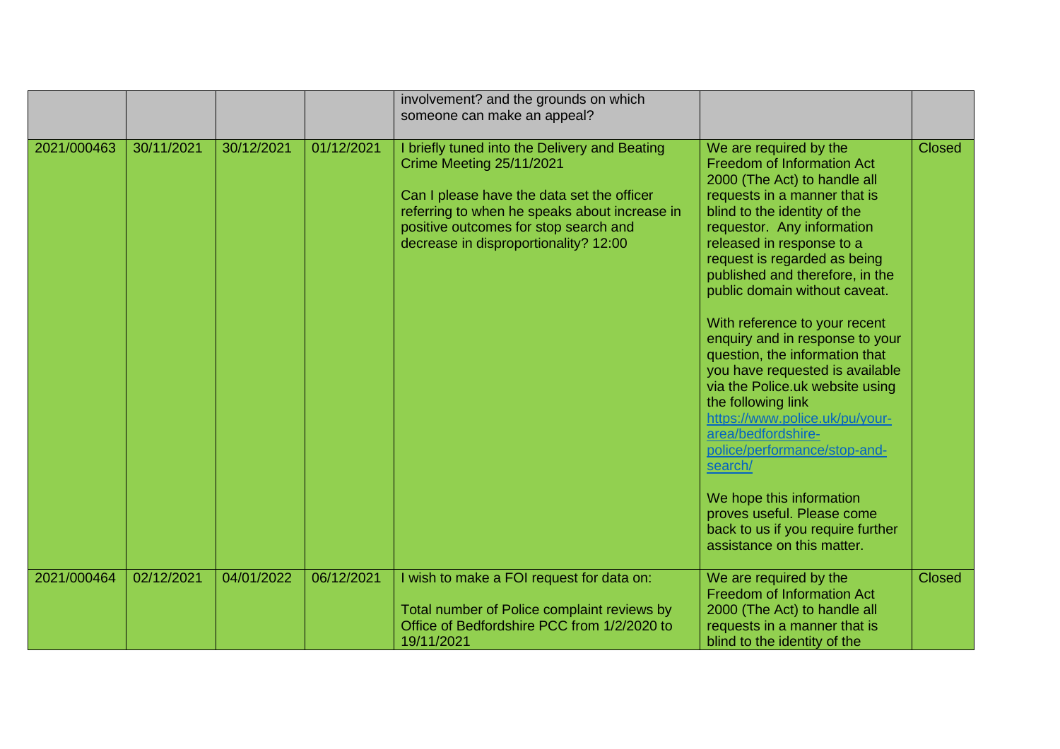| | | | | involvement? and the grounds on which someone can make an appeal? | | |
|---|---|---|---|---|---|---|
| 2021/000463 | 30/11/2021 | 30/12/2021 | 01/12/2021 | I briefly tuned into the Delivery and Beating Crime Meeting 25/11/2021<br><br>Can I please have the data set the officer referring to when he speaks about increase in positive outcomes for stop search and decrease in disproportionality? 12:00 | We are required by the Freedom of Information Act 2000 (The Act) to handle all requests in a manner that is blind to the identity of the requestor. Any information released in response to a request is regarded as being published and therefore, in the public domain without caveat.<br><br>With reference to your recent enquiry and in response to your question, the information that you have requested is available via the Police.uk website using the following link https://www.police.uk/pu/your-area/bedfordshire-police/performance/stop-and-search/<br><br>We hope this information proves useful. Please come back to us if you require further assistance on this matter. | Closed |
| 2021/000464 | 02/12/2021 | 04/01/2022 | 06/12/2021 | I wish to make a FOI request for data on:<br><br>Total number of Police complaint reviews by Office of Bedfordshire PCC from 1/2/2020 to 19/11/2021 | We are required by the Freedom of Information Act 2000 (The Act) to handle all requests in a manner that is blind to the identity of the | Closed |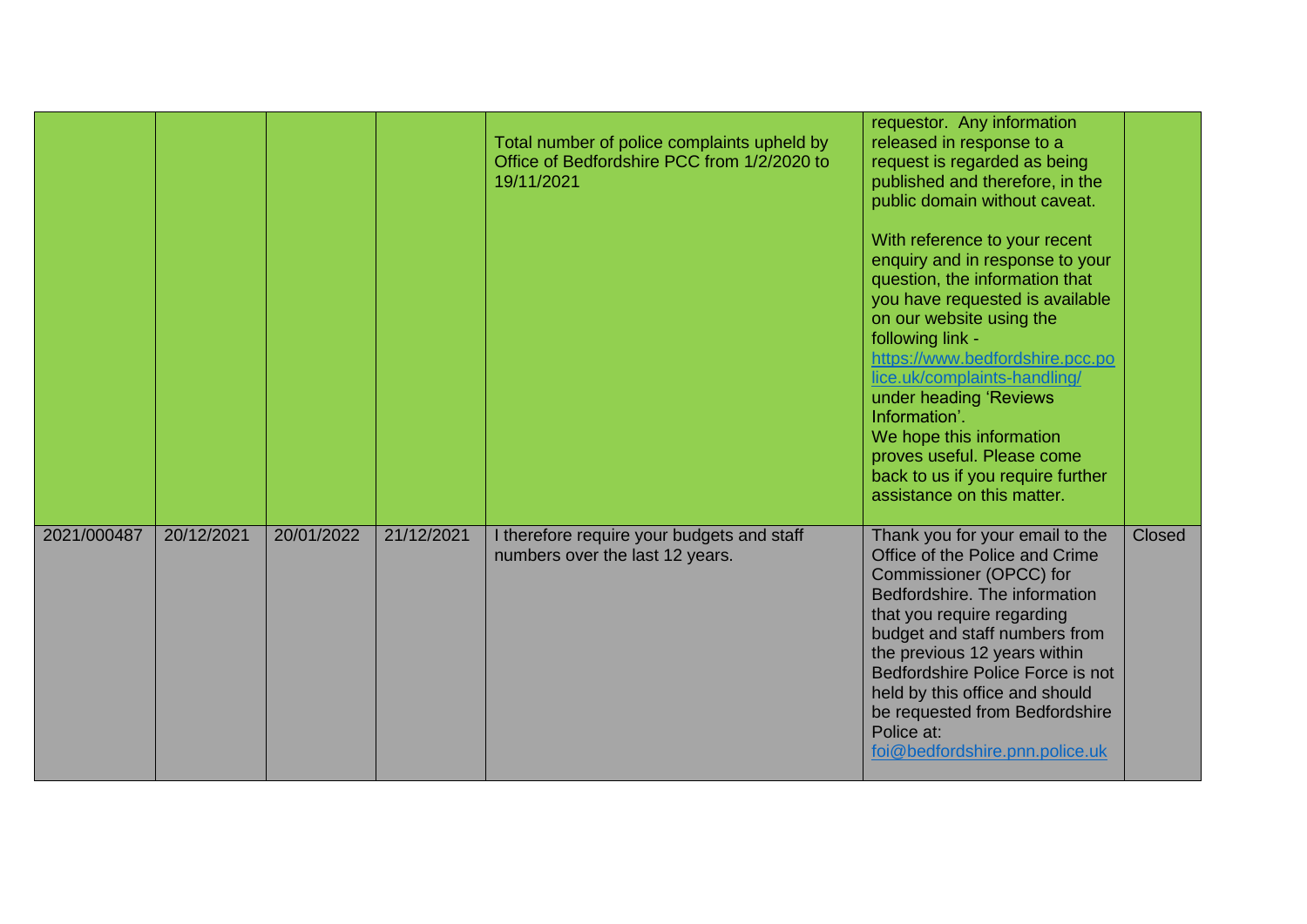| | | | | | | |
|---|---|---|---|---|---|---|
| | | | | Total number of police complaints upheld by Office of Bedfordshire PCC from 1/2/2020 to 19/11/2021 | requestor. Any information released in response to a request is regarded as being published and therefore, in the public domain without caveat.<br><br>With reference to your recent enquiry and in response to your question, the information that you have requested is available on our website using the following link - https://www.bedfordshire.pcc.police.uk/complaints-handling/ under heading 'Reviews Information'.<br>We hope this information proves useful. Please come back to us if you require further assistance on this matter. | |
| 2021/000487 | 20/12/2021 | 20/01/2022 | 21/12/2021 | I therefore require your budgets and staff numbers over the last 12 years. | Thank you for your email to the Office of the Police and Crime Commissioner (OPCC) for Bedfordshire. The information that you require regarding budget and staff numbers from the previous 12 years within Bedfordshire Police Force is not held by this office and should be requested from Bedfordshire Police at: foi@bedfordshire.pnn.police.uk | Closed |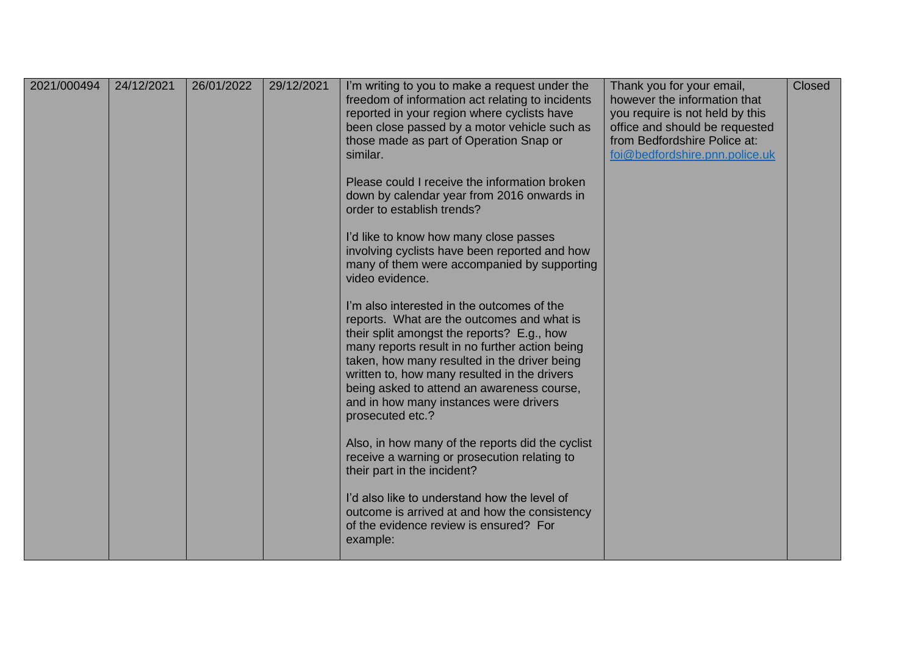| 2021/000494 | 24/12/2021 | 26/01/2022 | 29/12/2021 | I'm writing to you to make a request under the freedom of information act relating to incidents reported in your region where cyclists have been close passed by a motor vehicle such as those made as part of Operation Snap or similar.<br><br>Please could I receive the information broken down by calendar year from 2016 onwards in order to establish trends?<br><br>I'd like to know how many close passes involving cyclists have been reported and how many of them were accompanied by supporting video evidence.<br><br>I'm also interested in the outcomes of the reports. What are the outcomes and what is their split amongst the reports? E.g., how many reports result in no further action being taken, how many resulted in the driver being written to, how many resulted in the drivers being asked to attend an awareness course, and in how many instances were drivers prosecuted etc.?<br><br>Also, in how many of the reports did the cyclist receive a warning or prosecution relating to their part in the incident?<br><br>I'd also like to understand how the level of outcome is arrived at and how the consistency of the evidence review is ensured? For example: | Thank you for your email, however the information that you require is not held by this office and should be requested from Bedfordshire Police at: foi@bedfordshire.pnn.police.uk | Closed |
|---|---|---|---|---|---|---|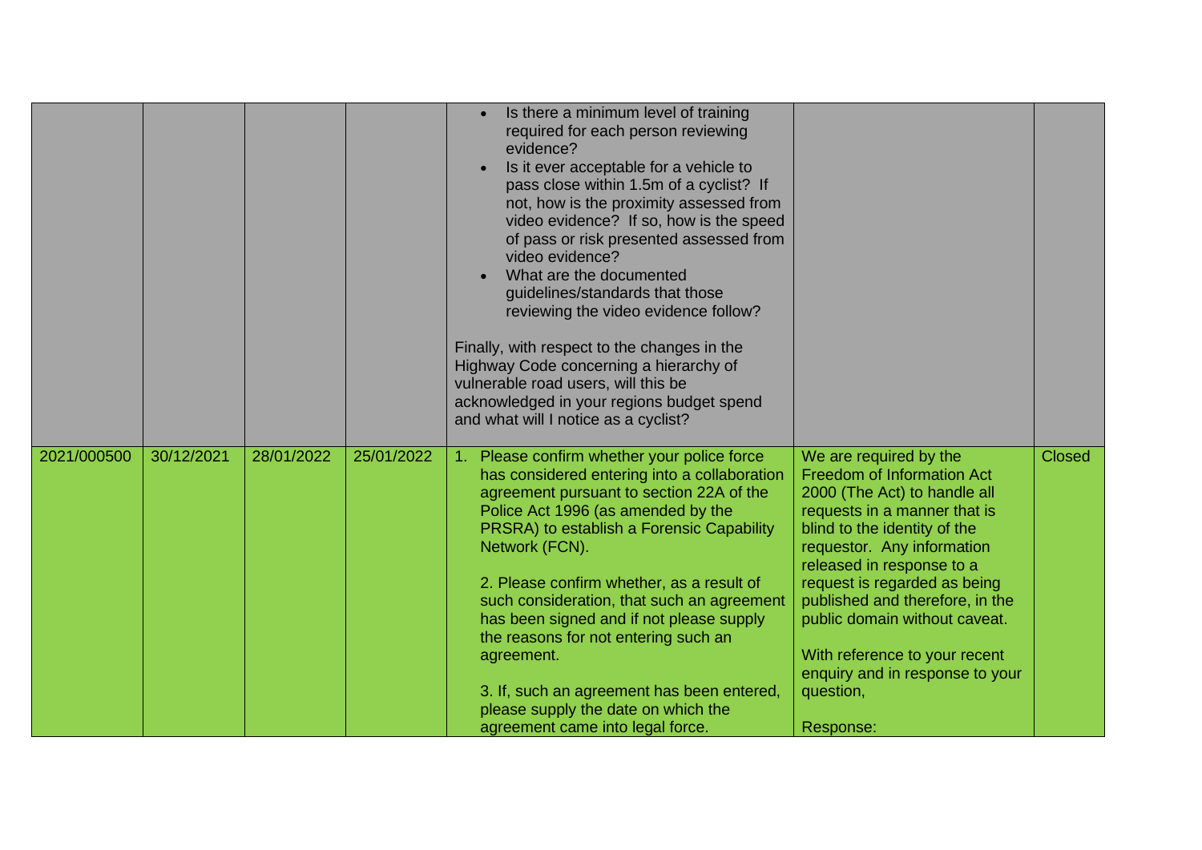| | | | | | | |
|---|---|---|---|---|---|---|
| | | | | • Is there a minimum level of training required for each person reviewing evidence?<br>• Is it ever acceptable for a vehicle to pass close within 1.5m of a cyclist? If not, how is the proximity assessed from video evidence? If so, how is the speed of pass or risk presented assessed from video evidence?<br>• What are the documented guidelines/standards that those reviewing the video evidence follow?<br><br>Finally, with respect to the changes in the Highway Code concerning a hierarchy of vulnerable road users, will this be acknowledged in your regions budget spend and what will I notice as a cyclist? | | |
| 2021/000500 | 30/12/2021 | 28/01/2022 | 25/01/2022 | 1. Please confirm whether your police force has considered entering into a collaboration agreement pursuant to section 22A of the Police Act 1996 (as amended by the PRSRA) to establish a Forensic Capability Network (FCN).<br><br>2. Please confirm whether, as a result of such consideration, that such an agreement has been signed and if not please supply the reasons for not entering such an agreement.<br><br>3. If, such an agreement has been entered, please supply the date on which the agreement came into legal force. | We are required by the Freedom of Information Act 2000 (The Act) to handle all requests in a manner that is blind to the identity of the requestor. Any information released in response to a request is regarded as being published and therefore, in the public domain without caveat.<br><br>With reference to your recent enquiry and in response to your question,<br><br>Response: | Closed |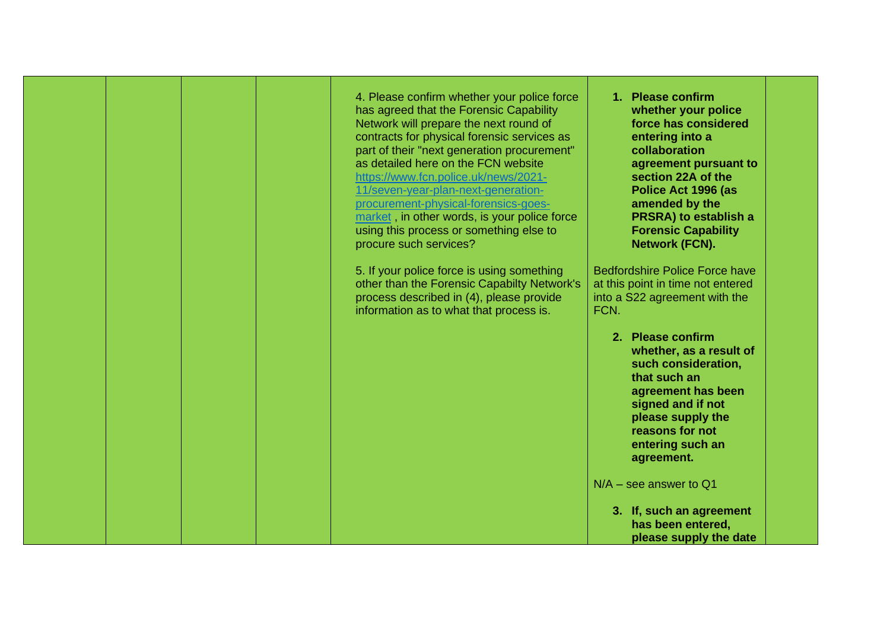| | | | | | | |
|---|---|---|---|---|---|---|
| | | | | 4. Please confirm whether your police force has agreed that the Forensic Capability Network will prepare the next round of contracts for physical forensic services as part of their "next generation procurement" as detailed here on the FCN website [https://www.fcn.police.uk/news/2021-11/seven-year-plan-next-generation-procurement-physical-forensics-goes-market](https://www.fcn.police.uk/news/2021-11/seven-year-plan-next-generation-procurement-physical-forensics-goes-market) , in other words, is your police force using this process or something else to procure such services?<br><br>5. If your police force is using something other than the Forensic Capabilty Network's process described in (4), please provide information as to what that process is. | **1. Please confirm whether your police force has considered entering into a collaboration agreement pursuant to section 22A of the Police Act 1996 (as amended by the PRSRA) to establish a Forensic Capability Network (FCN).**<br><br>Bedfordshire Police Force have at this point in time not entered into a S22 agreement with the FCN.<br><br>**2. Please confirm whether, as a result of such consideration, that such an agreement has been signed and if not please supply the reasons for not entering such an agreement.**<br><br>N/A – see answer to Q1<br><br>**3. If, such an agreement has been entered, please supply the date** | |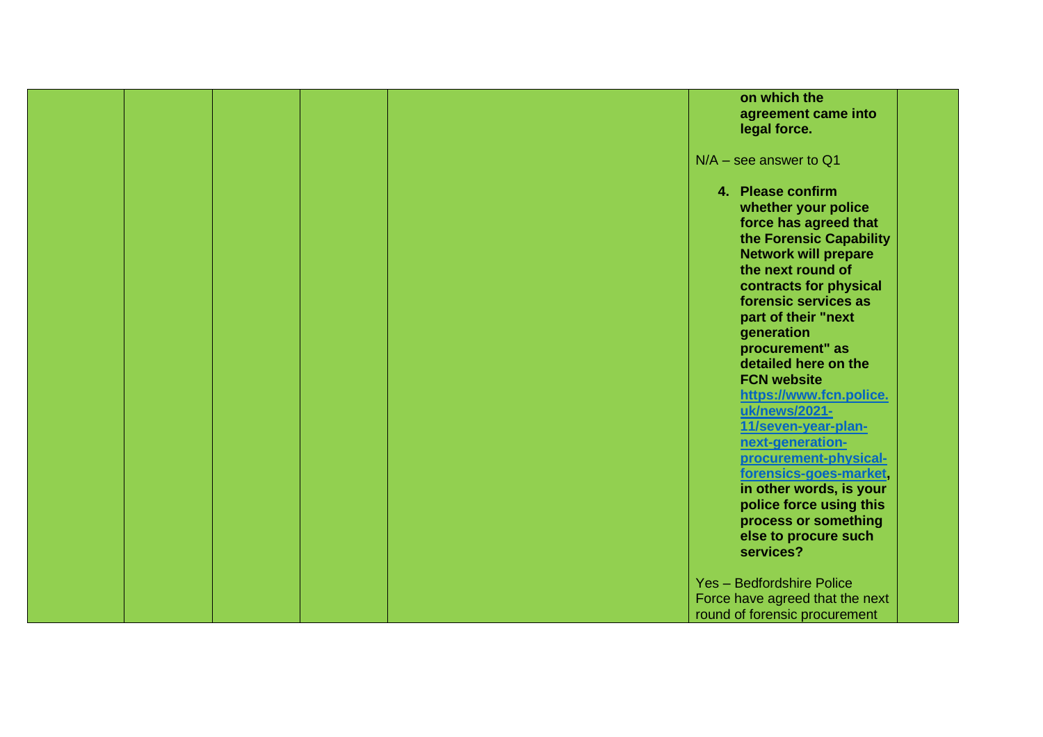|  |  |  |  |  | **on which the agreement came into legal force.**<br><br>N/A – see answer to Q1<br><br>4. **Please confirm whether your police force has agreed that the Forensic Capability Network will prepare the next round of contracts for physical forensic services as part of their "next generation procurement" as detailed here on the FCN website [https://www.fcn.police.uk/news/2021-11/seven-year-plan-next-generation-procurement-physical-forensics-goes-market](https://www.fcn.police.uk/news/2021-11/seven-year-plan-next-generation-procurement-physical-forensics-goes-market), in other words, is your police force using this process or something else to procure such services?**<br><br>Yes – Bedfordshire Police Force have agreed that the next round of forensic procurement |  |
|---|---|---|---|---|---|---|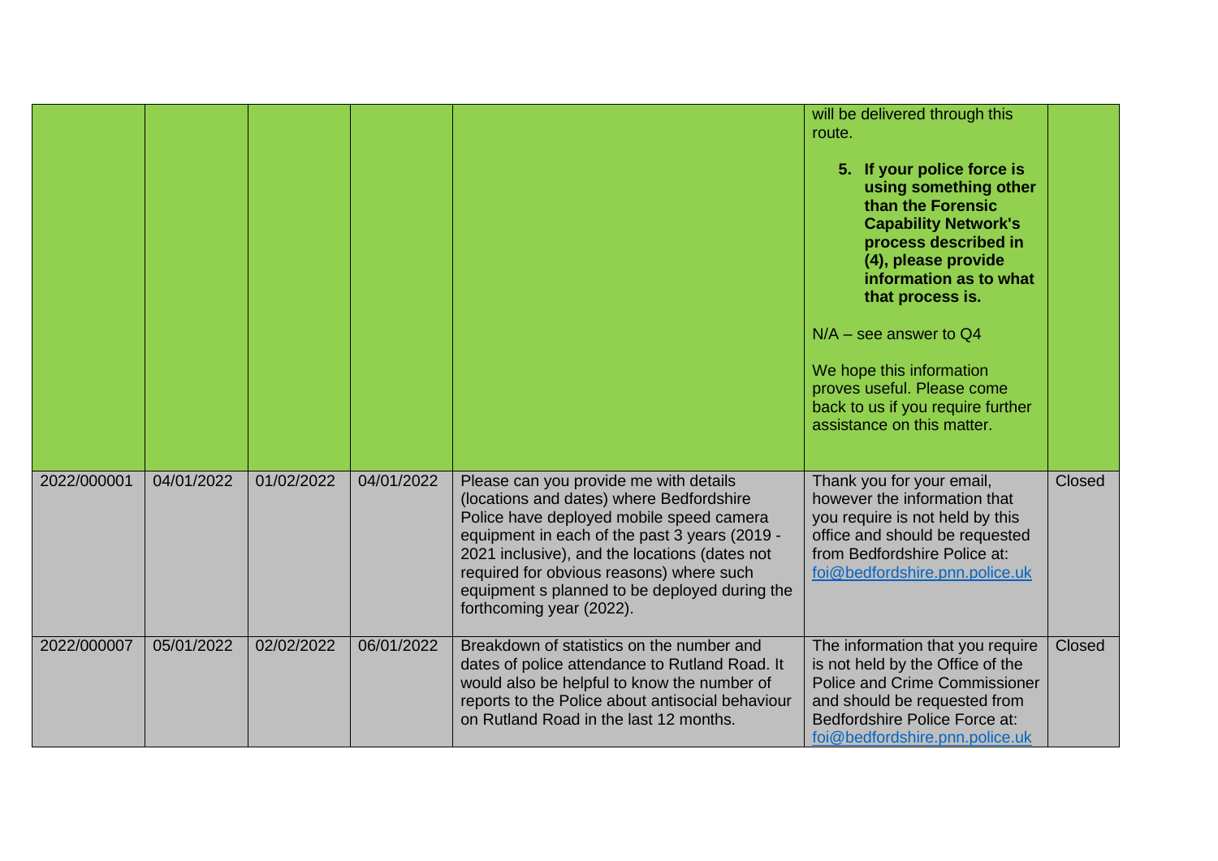| | | | | | | |
|---|---|---|---|---|---|---|
| | | | | | will be delivered through this route.<br><br>**5. If your police force is using something other than the Forensic Capability Network's process described in (4), please provide information as to what that process is.**<br><br>N/A – see answer to Q4<br><br>We hope this information proves useful. Please come back to us if you require further assistance on this matter. | |
| 2022/000001 | 04/01/2022 | 01/02/2022 | 04/01/2022 | Please can you provide me with details (locations and dates) where Bedfordshire Police have deployed mobile speed camera equipment in each of the past 3 years (2019 - 2021 inclusive), and the locations (dates not required for obvious reasons) where such equipment s planned to be deployed during the forthcoming year (2022). | Thank you for your email, however the information that you require is not held by this office and should be requested from Bedfordshire Police at: foi@bedfordshire.pnn.police.uk | Closed |
| 2022/000007 | 05/01/2022 | 02/02/2022 | 06/01/2022 | Breakdown of statistics on the number and dates of police attendance to Rutland Road. It would also be helpful to know the number of reports to the Police about antisocial behaviour on Rutland Road in the last 12 months. | The information that you require is not held by the Office of the Police and Crime Commissioner and should be requested from Bedfordshire Police Force at: foi@bedfordshire.pnn.police.uk | Closed |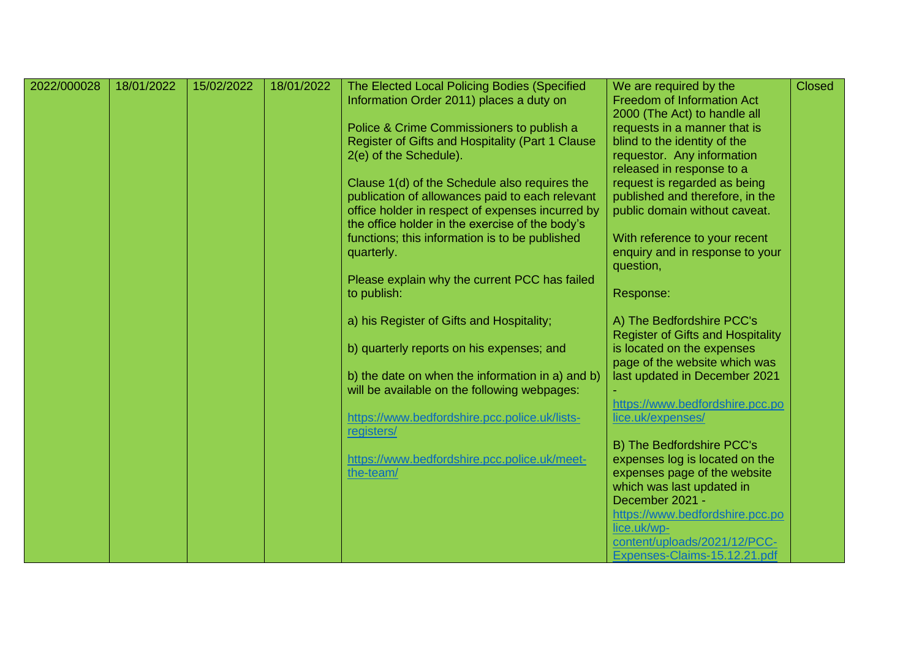| 2022/000028 | 18/01/2022 | 15/02/2022 | 18/01/2022 | The Elected Local Policing Bodies (Specified Information Order 2011) places a duty on<br><br>Police & Crime Commissioners to publish a Register of Gifts and Hospitality (Part 1 Clause 2(e) of the Schedule).<br><br>Clause 1(d) of the Schedule also requires the publication of allowances paid to each relevant office holder in respect of expenses incurred by the office holder in the exercise of the body's functions; this information is to be published quarterly.<br><br>Please explain why the current PCC has failed to publish:<br><br>a) his Register of Gifts and Hospitality;<br><br>b) quarterly reports on his expenses; and<br><br>b) the date on when the information in a) and b) will be available on the following webpages:<br><br>https://www.bedfordshire.pcc.police.uk/lists-registers/<br><br>https://www.bedfordshire.pcc.police.uk/meet-the-team/ | We are required by the Freedom of Information Act 2000 (The Act) to handle all requests in a manner that is blind to the identity of the requestor. Any information released in response to a request is regarded as being published and therefore, in the public domain without caveat.<br><br>With reference to your recent enquiry and in response to your question,<br><br>Response:<br><br>A) The Bedfordshire PCC's Register of Gifts and Hospitality is located on the expenses page of the website which was last updated in December 2021 - https://www.bedfordshire.pcc.police.uk/expenses/<br><br>B) The Bedfordshire PCC's expenses log is located on the expenses page of the website which was last updated in December 2021 - https://www.bedfordshire.pcc.police.uk/wp-content/uploads/2021/12/PCC-Expenses-Claims-15.12.21.pdf | Closed |
|---|---|---|---|---|---|---|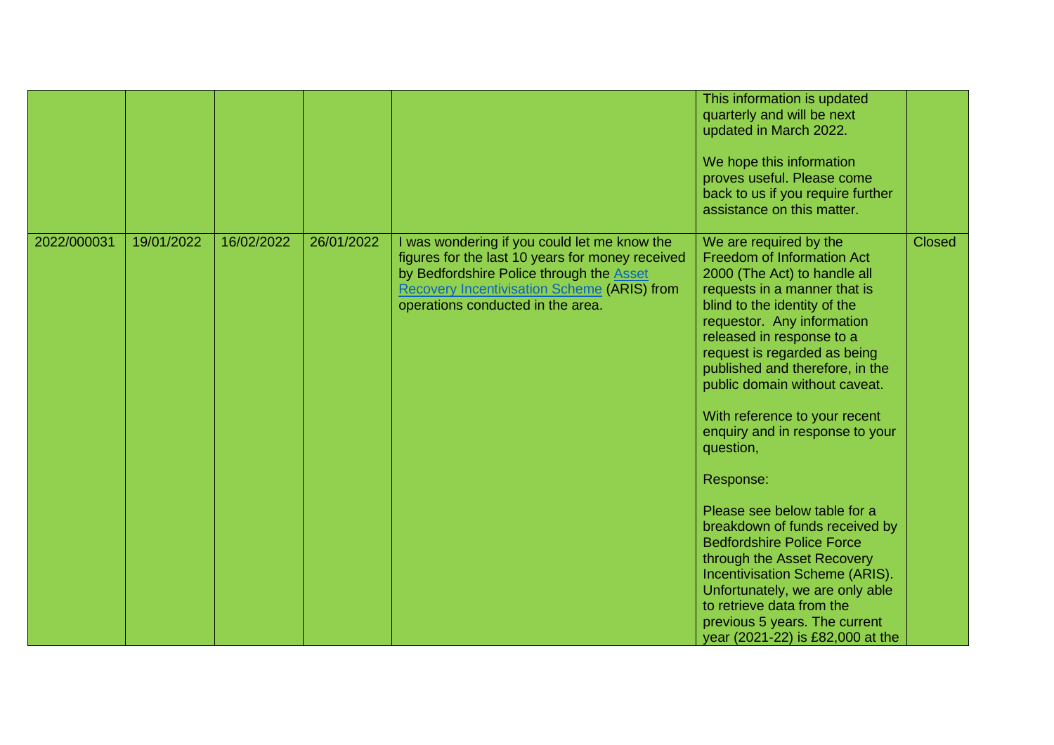| | | | | | | |
|---|---|---|---|---|---|---|
| | | | | | This information is updated quarterly and will be next updated in March 2022.<br><br>We hope this information proves useful. Please come back to us if you require further assistance on this matter. | |
| 2022/000031 | 19/01/2022 | 16/02/2022 | 26/01/2022 | I was wondering if you could let me know the figures for the last 10 years for money received by Bedfordshire Police through the Asset Recovery Incentivisation Scheme (ARIS) from operations conducted in the area. | We are required by the Freedom of Information Act 2000 (The Act) to handle all requests in a manner that is blind to the identity of the requestor. Any information released in response to a request is regarded as being published and therefore, in the public domain without caveat.<br><br>With reference to your recent enquiry and in response to your question,<br><br>Response:<br><br>Please see below table for a breakdown of funds received by Bedfordshire Police Force through the Asset Recovery Incentivisation Scheme (ARIS). Unfortunately, we are only able to retrieve data from the previous 5 years. The current year (2021-22) is £82,000 at the | Closed |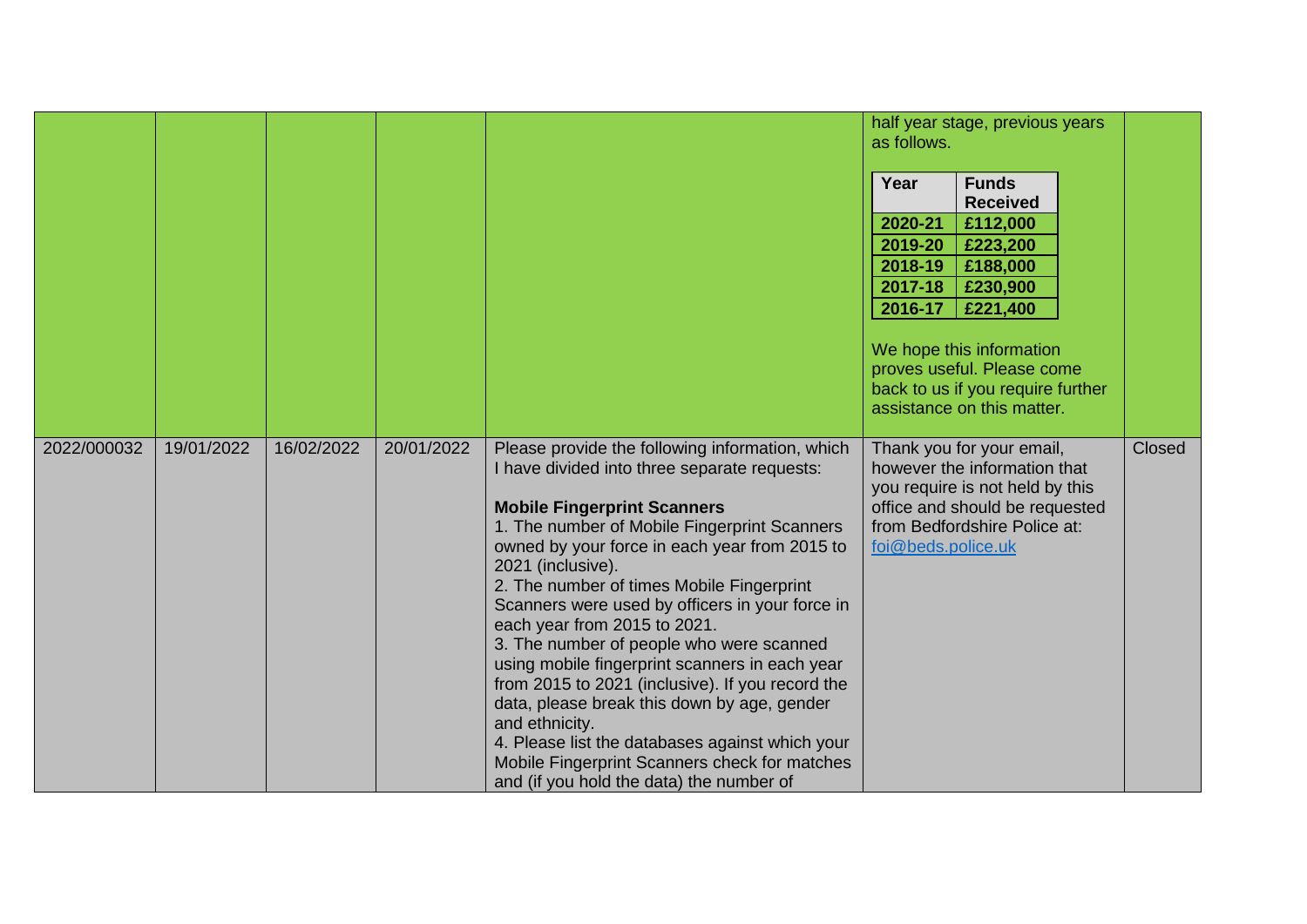| | | | | | | |
|---|---|---|---|---|---|---|
| | | | | | half year stage, previous years as follows.<br><br>**Year** / **Funds Received**<br>**2020-21** / **£112,000**<br>**2019-20** / **£223,200**<br>**2018-19** / **£188,000**<br>**2017-18** / **£230,900**<br>**2016-17** / **£221,400**<br><br>We hope this information proves useful. Please come back to us if you require further assistance on this matter. | |
| 2022/000032 | 19/01/2022 | 16/02/2022 | 20/01/2022 | Please provide the following information, which I have divided into three separate requests:<br><br>**Mobile Fingerprint Scanners**<br>1. The number of Mobile Fingerprint Scanners owned by your force in each year from 2015 to 2021 (inclusive).<br>2. The number of times Mobile Fingerprint Scanners were used by officers in your force in each year from 2015 to 2021.<br>3. The number of people who were scanned using mobile fingerprint scanners in each year from 2015 to 2021 (inclusive). If you record the data, please break this down by age, gender and ethnicity.<br>4. Please list the databases against which your Mobile Fingerprint Scanners check for matches and (if you hold the data) the number of | Thank you for your email, however the information that you require is not held by this office and should be requested from Bedfordshire Police at: foi@beds.police.uk | Closed |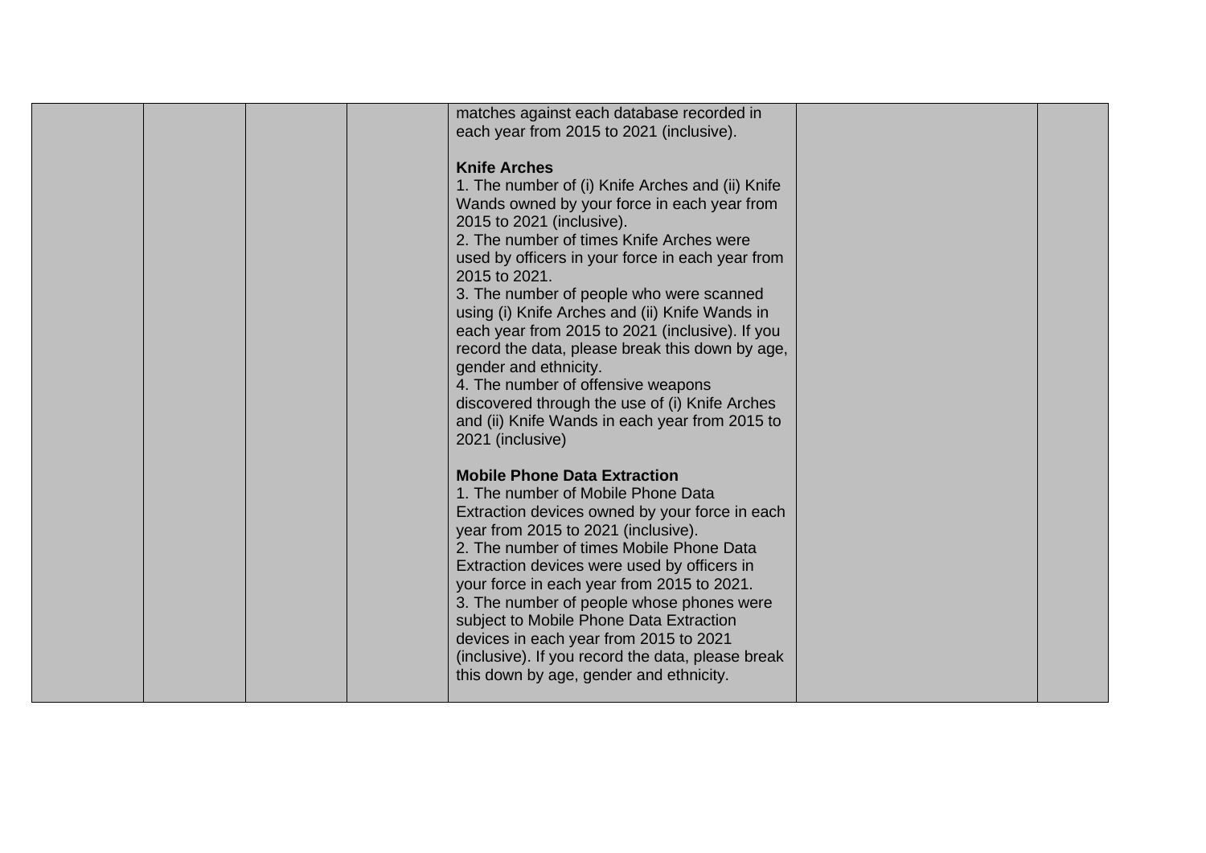|  |  |  |  | matches against each database recorded in each year from 2015 to 2021 (inclusive).<br><br>**Knife Arches**<br>1. The number of (i) Knife Arches and (ii) Knife Wands owned by your force in each year from 2015 to 2021 (inclusive).<br>2. The number of times Knife Arches were used by officers in your force in each year from 2015 to 2021.<br>3. The number of people who were scanned using (i) Knife Arches and (ii) Knife Wands in each year from 2015 to 2021 (inclusive). If you record the data, please break this down by age, gender and ethnicity.<br>4. The number of offensive weapons discovered through the use of (i) Knife Arches and (ii) Knife Wands in each year from 2015 to 2021 (inclusive)<br><br>**Mobile Phone Data Extraction**<br>1. The number of Mobile Phone Data Extraction devices owned by your force in each year from 2015 to 2021 (inclusive).<br>2. The number of times Mobile Phone Data Extraction devices were used by officers in your force in each year from 2015 to 2021.<br>3. The number of people whose phones were subject to Mobile Phone Data Extraction devices in each year from 2015 to 2021 (inclusive). If you record the data, please break this down by age, gender and ethnicity. |  |  |
|---|---|---|---|---|---|---|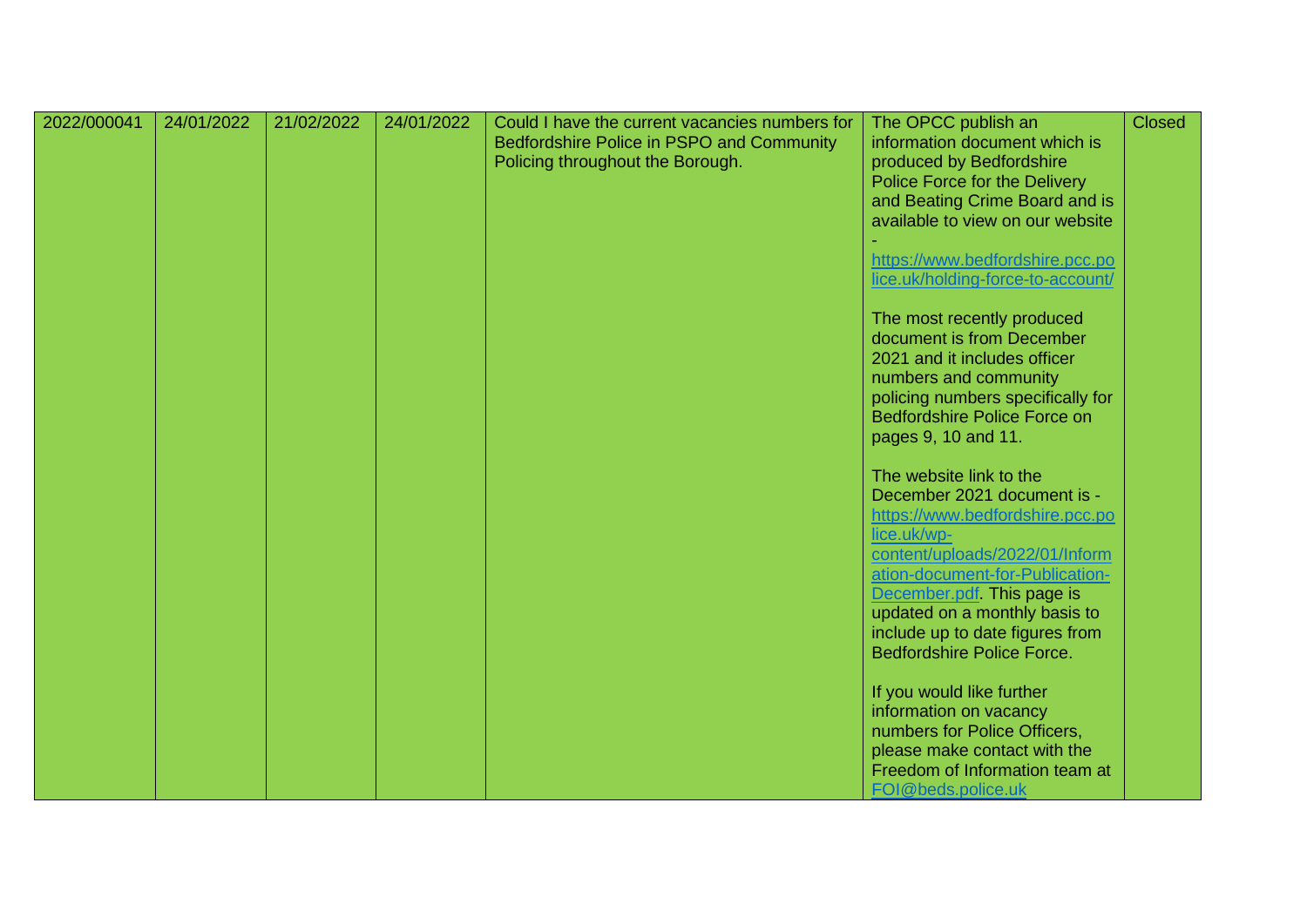| 2022/000041 | 24/01/2022 | 21/02/2022 | 24/01/2022 | Could I have the current vacancies numbers for Bedfordshire Police in PSPO and Community Policing throughout the Borough. | The OPCC publish an information document which is produced by Bedfordshire Police Force for the Delivery and Beating Crime Board and is available to view on our website - https://www.bedfordshire.pcc.police.uk/holding-force-to-account/<br><br>The most recently produced document is from December 2021 and it includes officer numbers and community policing numbers specifically for Bedfordshire Police Force on pages 9, 10 and 11.<br><br>The website link to the December 2021 document is - https://www.bedfordshire.pcc.police.uk/wp-content/uploads/2022/01/Information-document-for-Publication-December.pdf. This page is updated on a monthly basis to include up to date figures from Bedfordshire Police Force.<br><br>If you would like further information on vacancy numbers for Police Officers, please make contact with the Freedom of Information team at FOI@beds.police.uk | Closed |
|---|---|---|---|---|---|---|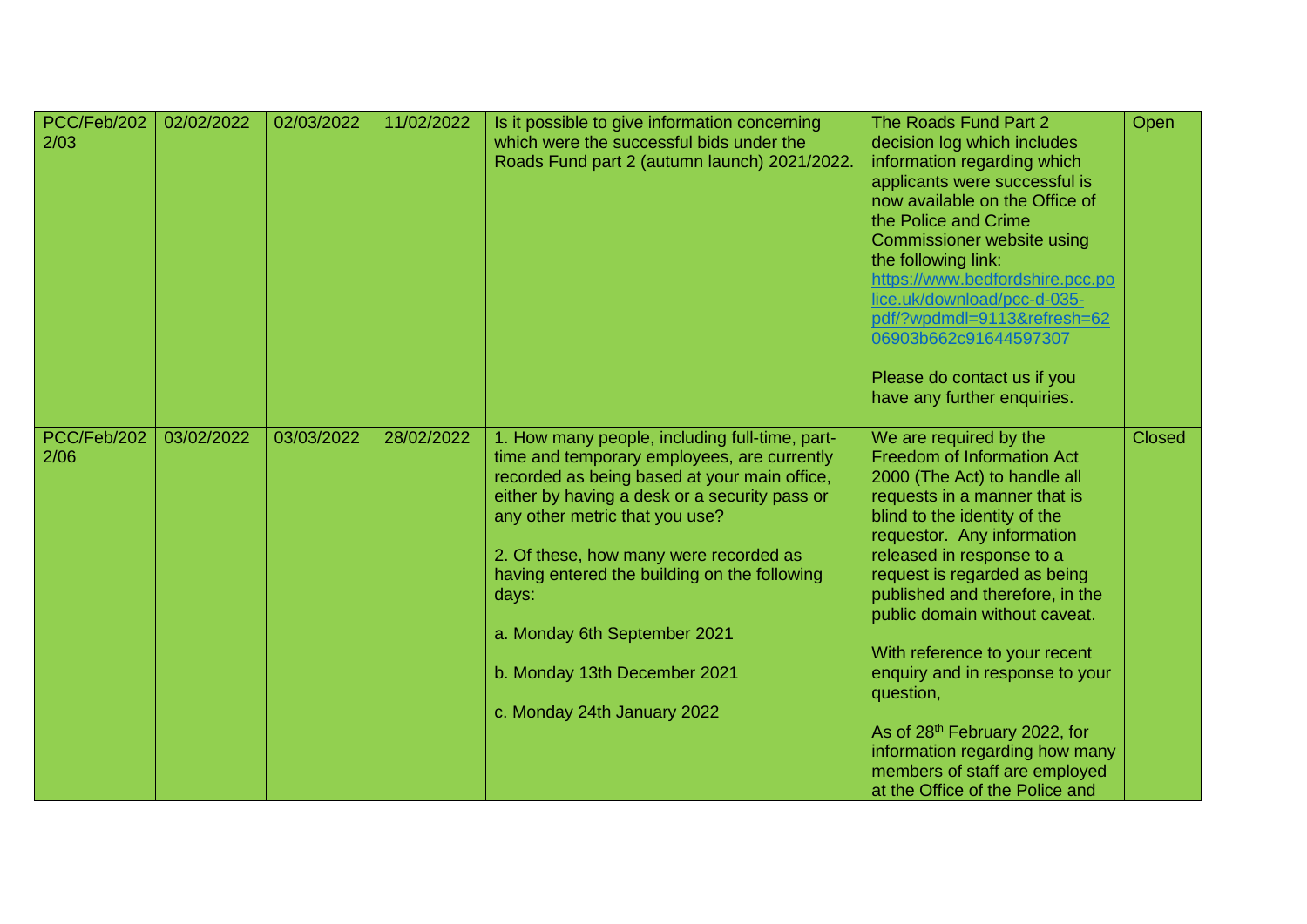| PCC/Feb/2022/03 | 02/02/2022 | 02/03/2022 | 11/02/2022 | Is it possible to give information concerning which were the successful bids under the Roads Fund part 2 (autumn launch) 2021/2022. | The Roads Fund Part 2 decision log which includes information regarding which applicants were successful is now available on the Office of the Police and Crime Commissioner website using the following link: [https://www.bedfordshire.pcc.police.uk/download/pcc-d-035-pdf/?wpdmdl=9113&refresh=6206903b662c91644597307](https://www.bedfordshire.pcc.police.uk/download/pcc-d-035-pdf/?wpdmdl=9113&refresh=6206903b662c91644597307)<br><br>Please do contact us if you have any further enquiries. | Open |
|---|---|---|---|---|---|---|
| PCC/Feb/2022/06 | 03/02/2022 | 03/03/2022 | 28/02/2022 | 1. How many people, including full-time, part-time and temporary employees, are currently recorded as being based at your main office, either by having a desk or a security pass or any other metric that you use?<br><br>2. Of these, how many were recorded as having entered the building on the following days:<br><br>a. Monday 6th September 2021<br><br>b. Monday 13th December 2021<br><br>c. Monday 24th January 2022 | We are required by the Freedom of Information Act 2000 (The Act) to handle all requests in a manner that is blind to the identity of the requestor. Any information released in response to a request is regarded as being published and therefore, in the public domain without caveat.<br><br>With reference to your recent enquiry and in response to your question,<br><br>As of 28th February 2022, for information regarding how many members of staff are employed at the Office of the Police and | Closed |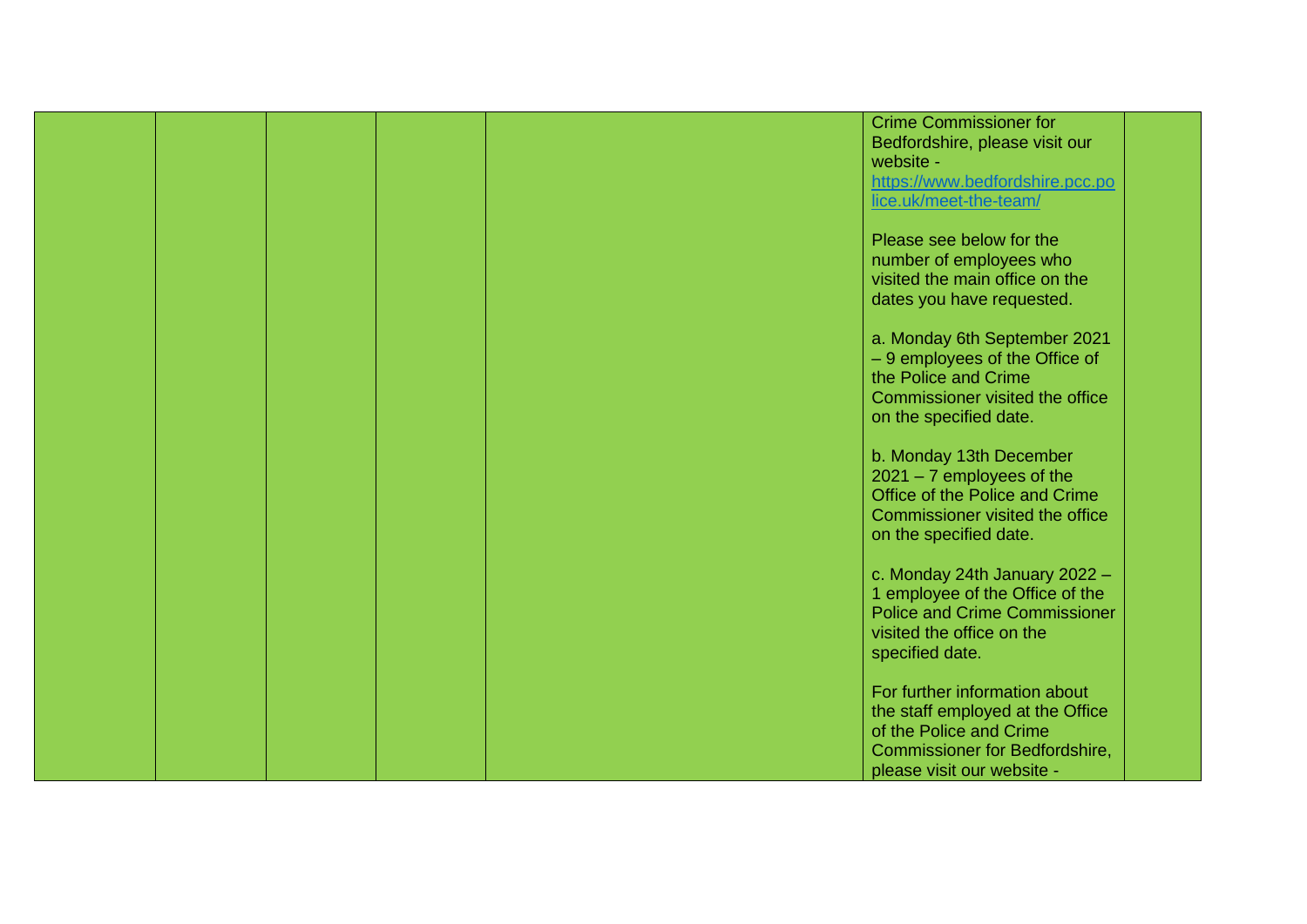|  |  |  |  |  | Crime Commissioner for Bedfordshire, please visit our website - [https://www.bedfordshire.pcc.police.uk/meet-the-team/](https://www.bedfordshire.pcc.police.uk/meet-the-team/)<br><br>Please see below for the number of employees who visited the main office on the dates you have requested.<br><br>a. Monday 6th September 2021 – 9 employees of the Office of the Police and Crime Commissioner visited the office on the specified date.<br><br>b. Monday 13th December 2021 – 7 employees of the Office of the Police and Crime Commissioner visited the office on the specified date.<br><br>c. Monday 24th January 2022 – 1 employee of the Office of the Police and Crime Commissioner visited the office on the specified date.<br><br>For further information about the staff employed at the Office of the Police and Crime Commissioner for Bedfordshire, please visit our website - |  |
|---|---|---|---|---|---|---|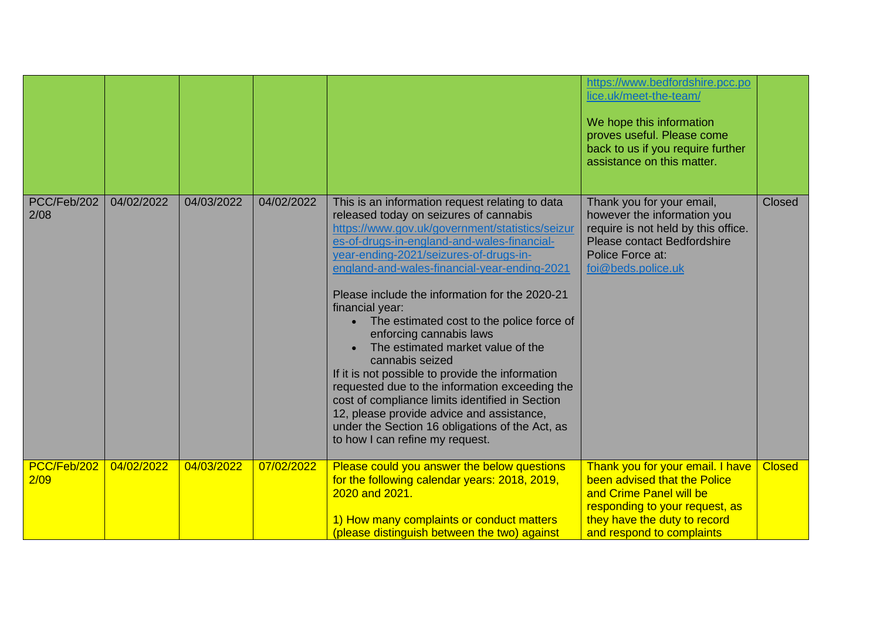| | | | | | | |
|---|---|---|---|---|---|---|
| | | | | | https://www.bedfordshire.pcc.police.uk/meet-the-team/<br><br>We hope this information proves useful. Please come back to us if you require further assistance on this matter. | |
| PCC/Feb/2022/08 | 04/02/2022 | 04/03/2022 | 04/02/2022 | This is an information request relating to data released today on seizures of cannabis https://www.gov.uk/government/statistics/seizures-of-drugs-in-england-and-wales-financial-year-ending-2021/seizures-of-drugs-in-england-and-wales-financial-year-ending-2021<br><br>Please include the information for the 2020-21 financial year:<br>• The estimated cost to the police force of enforcing cannabis laws<br>• The estimated market value of the cannabis seized<br>If it is not possible to provide the information requested due to the information exceeding the cost of compliance limits identified in Section 12, please provide advice and assistance, under the Section 16 obligations of the Act, as to how I can refine my request. | Thank you for your email, however the information you require is not held by this office. Please contact Bedfordshire Police Force at: foi@beds.police.uk | Closed |
| PCC/Feb/2022/09 | 04/02/2022 | 04/03/2022 | 07/02/2022 | Please could you answer the below questions for the following calendar years: 2018, 2019, 2020 and 2021.<br><br>1) How many complaints or conduct matters (please distinguish between the two) against | Thank you for your email. I have been advised that the Police and Crime Panel will be responding to your request, as they have the duty to record and respond to complaints | Closed |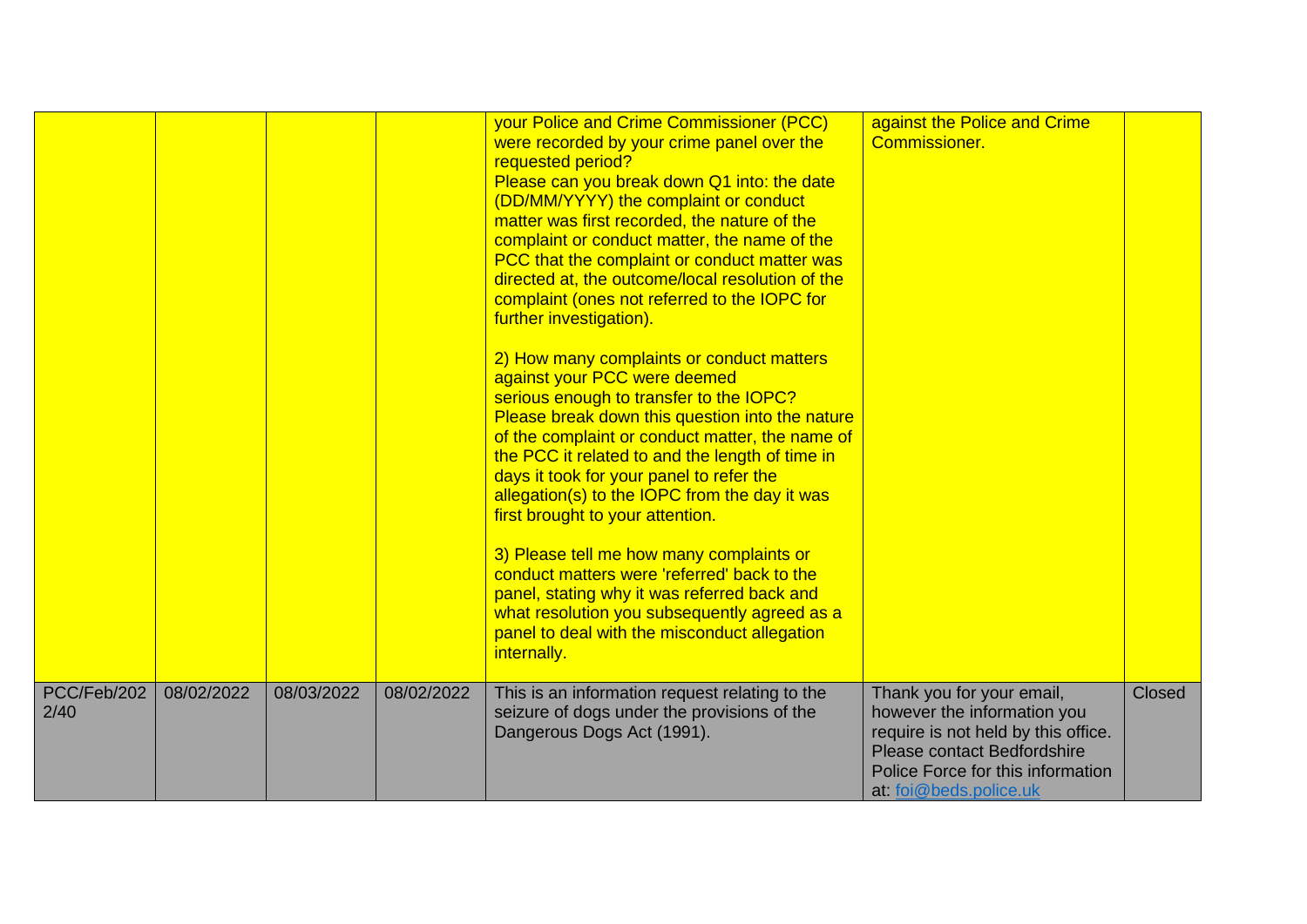| | | | | your Police and Crime Commissioner (PCC) were recorded by your crime panel over the requested period?<br>Please can you break down Q1 into: the date (DD/MM/YYYY) the complaint or conduct matter was first recorded, the nature of the complaint or conduct matter, the name of the PCC that the complaint or conduct matter was directed at, the outcome/local resolution of the complaint (ones not referred to the IOPC for further investigation).<br><br>2) How many complaints or conduct matters against your PCC were deemed serious enough to transfer to the IOPC? Please break down this question into the nature of the complaint or conduct matter, the name of the PCC it related to and the length of time in days it took for your panel to refer the allegation(s) to the IOPC from the day it was first brought to your attention.<br><br>3) Please tell me how many complaints or conduct matters were 'referred' back to the panel, stating why it was referred back and what resolution you subsequently agreed as a panel to deal with the misconduct allegation internally. | against the Police and Crime Commissioner. | |
|---|---|---|---|---|---|---|
| PCC/Feb/2022/40 | 08/02/2022 | 08/03/2022 | 08/02/2022 | This is an information request relating to the seizure of dogs under the provisions of the Dangerous Dogs Act (1991). | Thank you for your email, however the information you require is not held by this office. Please contact Bedfordshire Police Force for this information at: foi@beds.police.uk | Closed |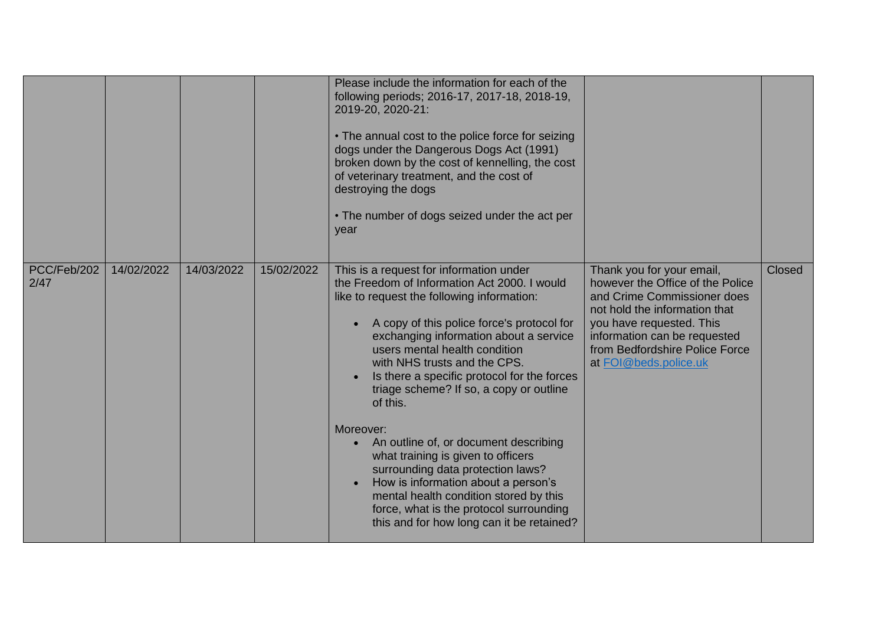| | | | | | | |
|---|---|---|---|---|---|---|
| | | | | Please include the information for each of the following periods; 2016-17, 2017-18, 2018-19, 2019-20, 2020-21:<br><br>• The annual cost to the police force for seizing dogs under the Dangerous Dogs Act (1991) broken down by the cost of kennelling, the cost of veterinary treatment, and the cost of destroying the dogs<br><br>• The number of dogs seized under the act per year | | |
| PCC/Feb/2022/47 | 14/02/2022 | 14/03/2022 | 15/02/2022 | This is a request for information under the Freedom of Information Act 2000. I would like to request the following information:<br><br>• A copy of this police force's protocol for exchanging information about a service users mental health condition with NHS trusts and the CPS.<br>• Is there a specific protocol for the forces triage scheme? If so, a copy or outline of this.<br><br>Moreover:<br>• An outline of, or document describing what training is given to officers surrounding data protection laws?<br>• How is information about a person's mental health condition stored by this force, what is the protocol surrounding this and for how long can it be retained? | Thank you for your email, however the Office of the Police and Crime Commissioner does not hold the information that you have requested. This information can be requested from Bedfordshire Police Force at FOI@beds.police.uk | Closed |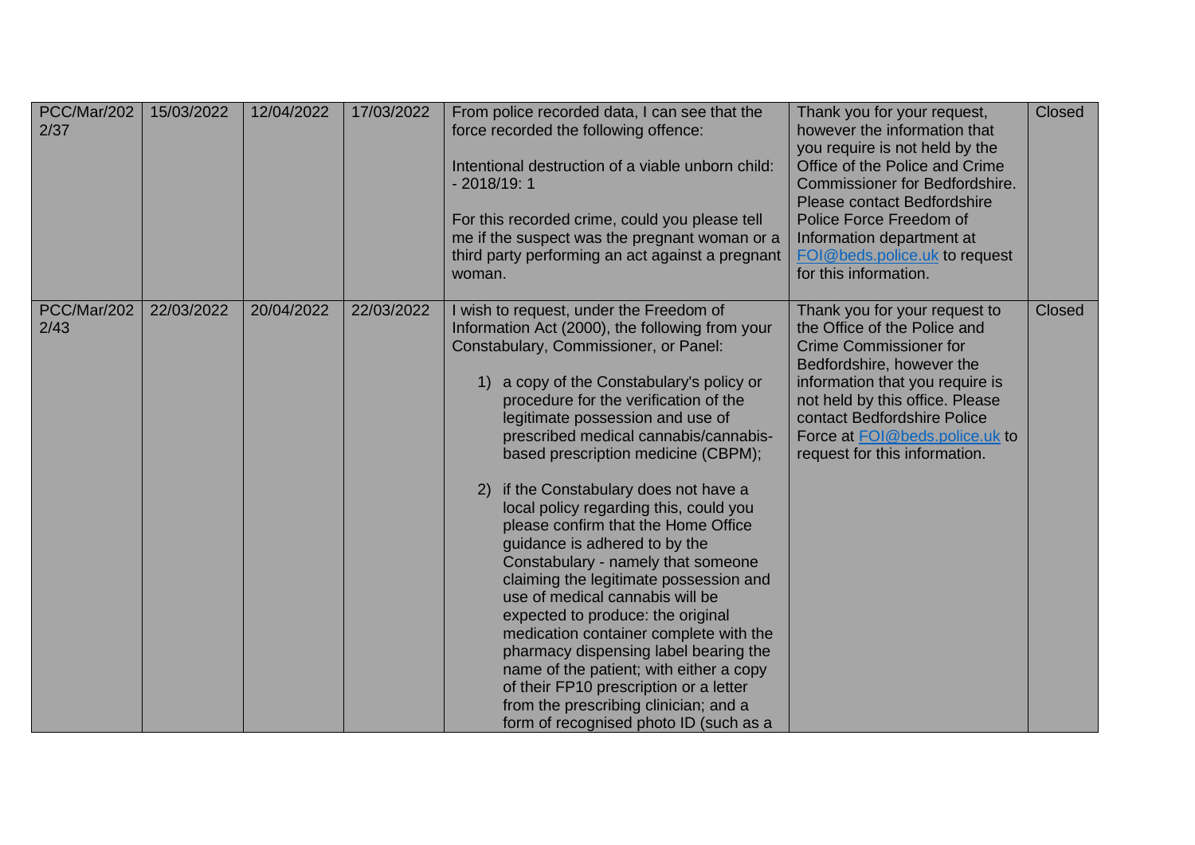| PCC/Mar/2022/37 | 15/03/2022 | 12/04/2022 | 17/03/2022 | From police recorded data, I can see that the force recorded the following offence:<br><br>Intentional destruction of a viable unborn child: - 2018/19: 1<br><br>For this recorded crime, could you please tell me if the suspect was the pregnant woman or a third party performing an act against a pregnant woman. | Thank you for your request, however the information that you require is not held by the Office of the Police and Crime Commissioner for Bedfordshire. Please contact Bedfordshire Police Force Freedom of Information department at FOI@beds.police.uk to request for this information. | Closed |
|---|---|---|---|---|---|---|
| PCC/Mar/2022/43 | 22/03/2022 | 20/04/2022 | 22/03/2022 | I wish to request, under the Freedom of Information Act (2000), the following from your Constabulary, Commissioner, or Panel:<br><br>1) a copy of the Constabulary's policy or procedure for the verification of the legitimate possession and use of prescribed medical cannabis/cannabis-based prescription medicine (CBPM);<br><br>2) if the Constabulary does not have a local policy regarding this, could you please confirm that the Home Office guidance is adhered to by the Constabulary - namely that someone claiming the legitimate possession and use of medical cannabis will be expected to produce: the original medication container complete with the pharmacy dispensing label bearing the name of the patient; with either a copy of their FP10 prescription or a letter from the prescribing clinician; and a form of recognised photo ID (such as a | Thank you for your request to the Office of the Police and Crime Commissioner for Bedfordshire, however the information that you require is not held by this office. Please contact Bedfordshire Police Force at FOI@beds.police.uk to request for this information. | Closed |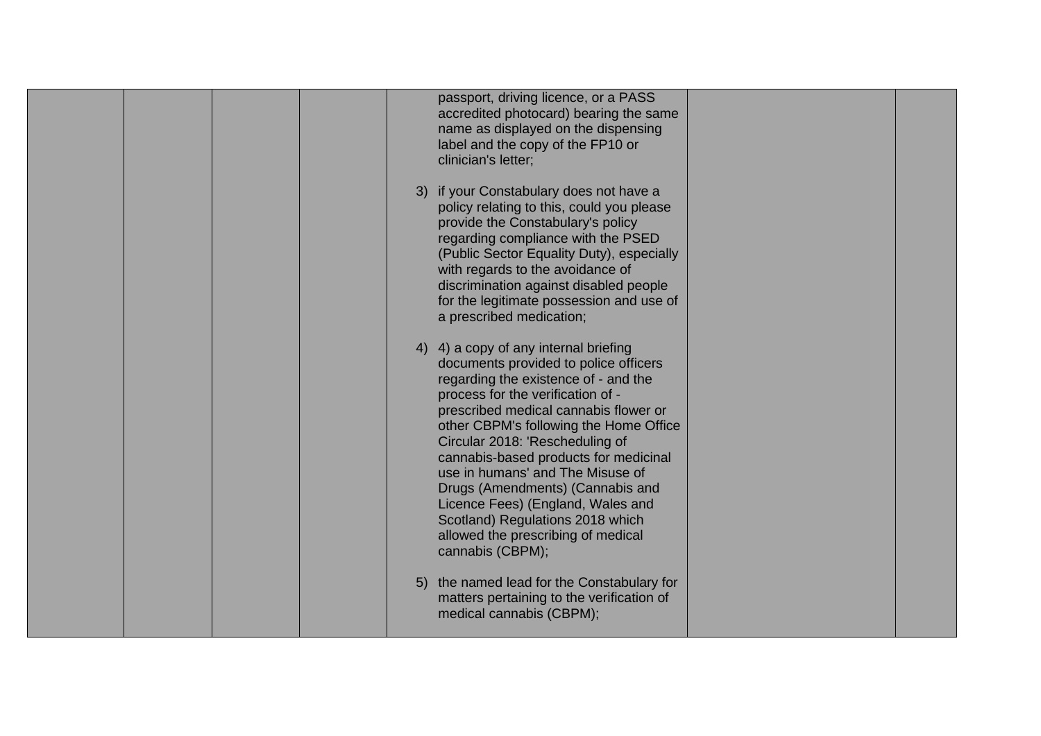| | | | | | | |
|---|---|---|---|---|---|---|
| | | | | passport, driving licence, or a PASS accredited photocard) bearing the same name as displayed on the dispensing label and the copy of the FP10 or clinician's letter;<br><br>3) if your Constabulary does not have a policy relating to this, could you please provide the Constabulary's policy regarding compliance with the PSED (Public Sector Equality Duty), especially with regards to the avoidance of discrimination against disabled people for the legitimate possession and use of a prescribed medication;<br><br>4) 4) a copy of any internal briefing documents provided to police officers regarding the existence of - and the process for the verification of - prescribed medical cannabis flower or other CBPM's following the Home Office Circular 2018: 'Rescheduling of cannabis-based products for medicinal use in humans' and The Misuse of Drugs (Amendments) (Cannabis and Licence Fees) (England, Wales and Scotland) Regulations 2018 which allowed the prescribing of medical cannabis (CBPM);<br><br>5) the named lead for the Constabulary for matters pertaining to the verification of medical cannabis (CBPM); | | |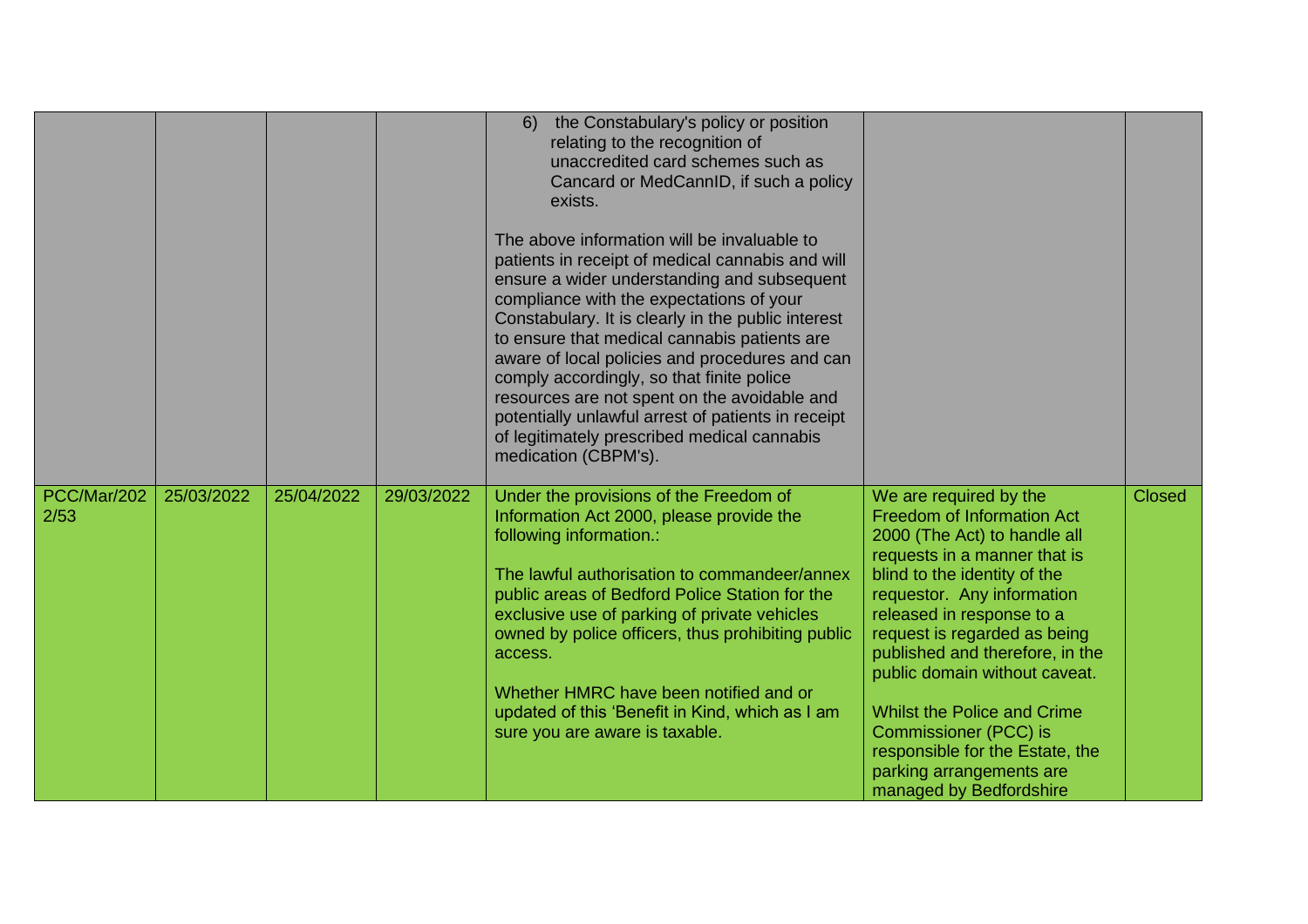|  |  |  |  |  |  |  |
|---|---|---|---|---|---|---|
|  |  |  |  | 6) the Constabulary's policy or position relating to the recognition of unaccredited card schemes such as Cancard or MedCannID, if such a policy exists.<br><br>The above information will be invaluable to patients in receipt of medical cannabis and will ensure a wider understanding and subsequent compliance with the expectations of your Constabulary. It is clearly in the public interest to ensure that medical cannabis patients are aware of local policies and procedures and can comply accordingly, so that finite police resources are not spent on the avoidable and potentially unlawful arrest of patients in receipt of legitimately prescribed medical cannabis medication (CBPM's). |  |  |
| PCC/Mar/2022/53 | 25/03/2022 | 25/04/2022 | 29/03/2022 | Under the provisions of the Freedom of Information Act 2000, please provide the following information.:<br><br>The lawful authorisation to commandeer/annex public areas of Bedford Police Station for the exclusive use of parking of private vehicles owned by police officers, thus prohibiting public access.<br><br>Whether HMRC have been notified and or updated of this 'Benefit in Kind, which as I am sure you are aware is taxable. | We are required by the Freedom of Information Act 2000 (The Act) to handle all requests in a manner that is blind to the identity of the requestor. Any information released in response to a request is regarded as being published and therefore, in the public domain without caveat.<br><br>Whilst the Police and Crime Commissioner (PCC) is responsible for the Estate, the parking arrangements are managed by Bedfordshire | Closed |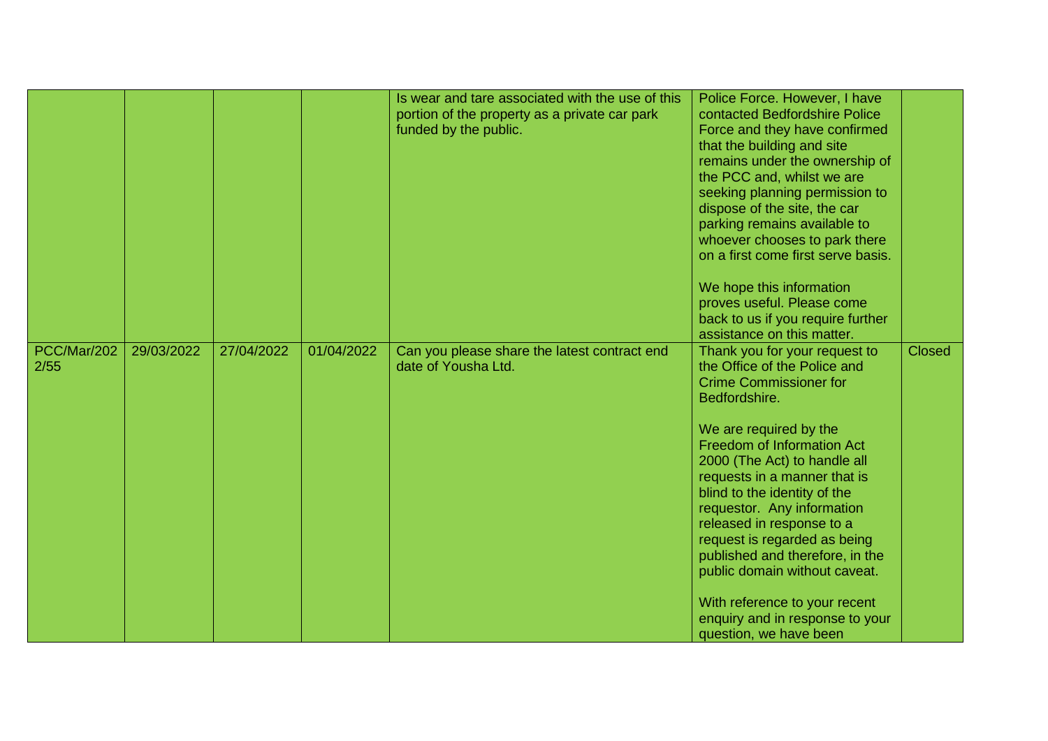|  |  |  |  |  |  |  |
|---|---|---|---|---|---|---|
|  |  |  |  | Is wear and tare associated with the use of this portion of the property as a private car park funded by the public. | Police Force. However, I have contacted Bedfordshire Police Force and they have confirmed that the building and site remains under the ownership of the PCC and, whilst we are seeking planning permission to dispose of the site, the car parking remains available to whoever chooses to park there on a first come first serve basis.<br><br>We hope this information proves useful. Please come back to us if you require further assistance on this matter. |  |
| PCC/Mar/2022/55 | 29/03/2022 | 27/04/2022 | 01/04/2022 | Can you please share the latest contract end date of Yousha Ltd. | Thank you for your request to the Office of the Police and Crime Commissioner for Bedfordshire.<br><br>We are required by the Freedom of Information Act 2000 (The Act) to handle all requests in a manner that is blind to the identity of the requestor. Any information released in response to a request is regarded as being published and therefore, in the public domain without caveat.<br><br>With reference to your recent enquiry and in response to your question, we have been | Closed |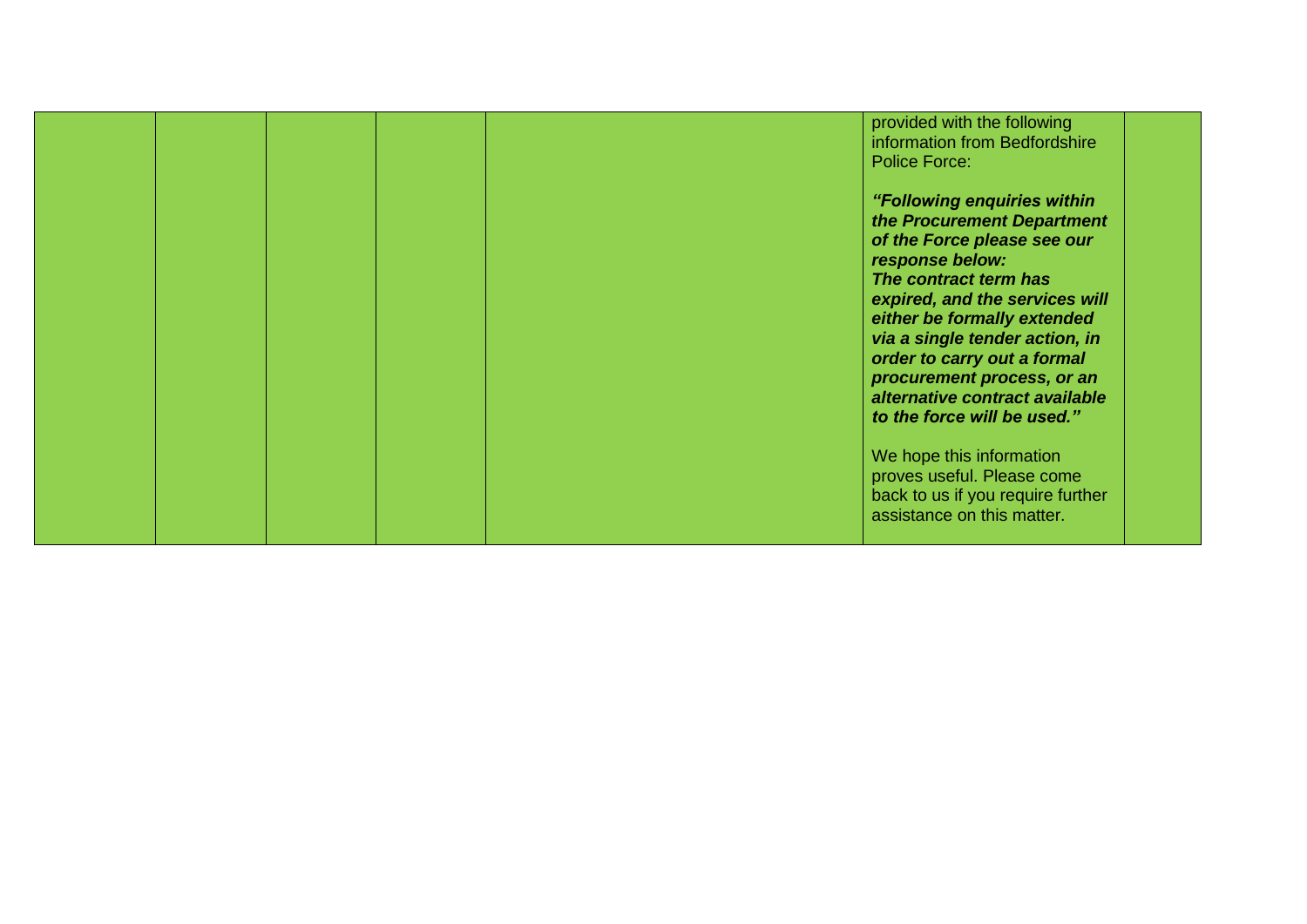| | | | | | | |
|---|---|---|---|---|---|---|
| | | | | | provided with the following information from Bedfordshire Police Force:<br><br>***"Following enquiries within the Procurement Department of the Force please see our response below:***<br>***The contract term has expired, and the services will either be formally extended via a single tender action, in order to carry out a formal procurement process, or an alternative contract available to the force will be used."***<br><br>We hope this information proves useful. Please come back to us if you require further assistance on this matter. | |